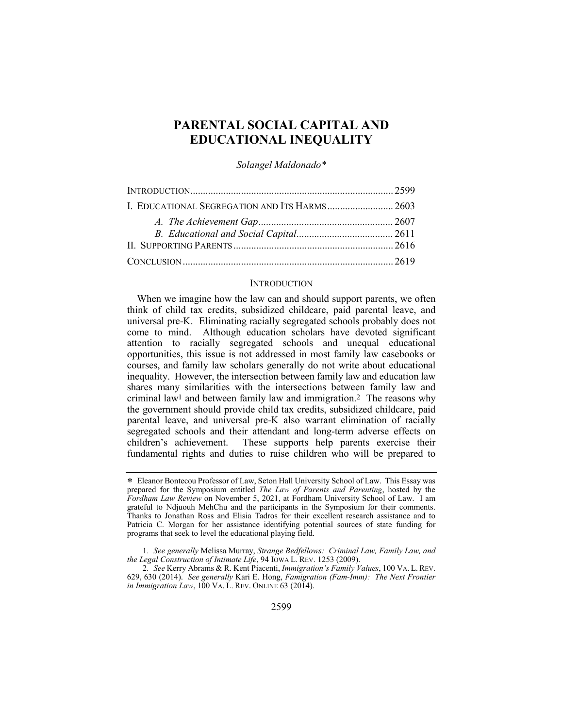# PARENTAL SOCIAL CAPITAL AND EDUCATIONAL INEQUALITY

*Solangel Maldonado**

| | |
|---|---|
| INTRODUCTION | 2599 |
| I. EDUCATIONAL SEGREGATION AND ITS HARMS | 2603 |
| *A. The Achievement Gap* | 2607 |
| *B. Educational and Social Capital* | 2611 |
| II. SUPPORTING PARENTS | 2616 |
| CONCLUSION | 2619 |

## INTRODUCTION

When we imagine how the law can and should support parents, we often think of child tax credits, subsidized childcare, paid parental leave, and universal pre-K. Eliminating racially segregated schools probably does not come to mind. Although education scholars have devoted significant attention to racially segregated schools and unequal educational opportunities, this issue is not addressed in most family law casebooks or courses, and family law scholars generally do not write about educational inequality. However, the intersection between family law and education law shares many similarities with the intersections between family law and criminal law[1] and between family law and immigration.[2] The reasons why the government should provide child tax credits, subsidized childcare, paid parental leave, and universal pre-K also warrant elimination of racially segregated schools and their attendant and long-term adverse effects on children's achievement. These supports help parents exercise their fundamental rights and duties to raise children who will be prepared to

---

\* Eleanor Bontecou Professor of Law, Seton Hall University School of Law. This Essay was prepared for the Symposium entitled *The Law of Parents and Parenting*, hosted by the *Fordham Law Review* on November 5, 2021, at Fordham University School of Law. I am grateful to Ndjuouh MehChu and the participants in the Symposium for their comments. Thanks to Jonathan Ross and Elisia Tadros for their excellent research assistance and to Patricia C. Morgan for her assistance identifying potential sources of state funding for programs that seek to level the educational playing field.

1. *See generally* Melissa Murray, *Strange Bedfellows: Criminal Law, Family Law, and the Legal Construction of Intimate Life*, 94 IOWA L. REV. 1253 (2009).

2. *See* Kerry Abrams & R. Kent Piacenti, *Immigration's Family Values*, 100 VA. L. REV. 629, 630 (2014). *See generally* Kari E. Hong, *Famigration (Fam-Imm): The Next Frontier in Immigration Law*, 100 VA. L. REV. ONLINE 63 (2014).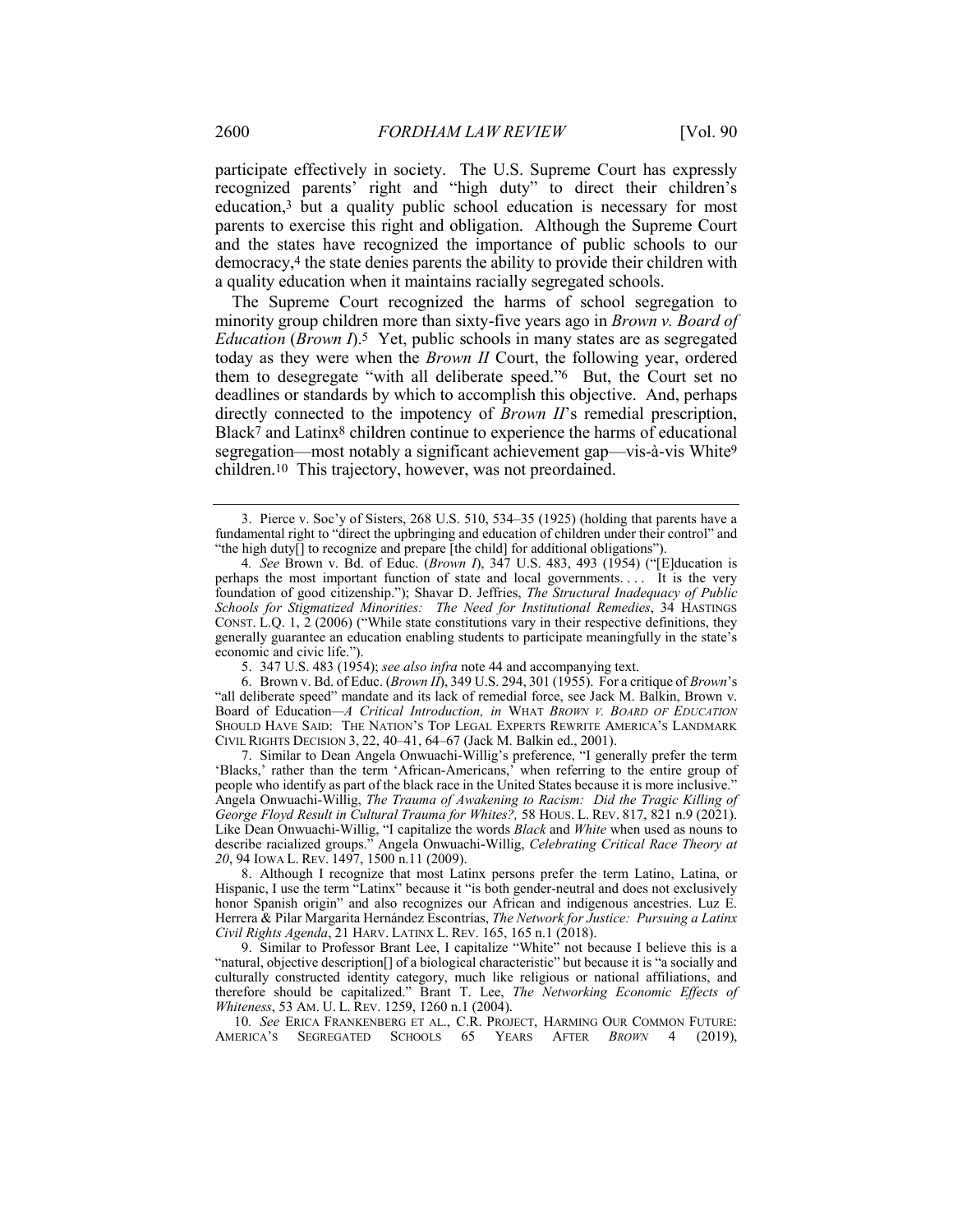participate effectively in society. The U.S. Supreme Court has expressly recognized parents' right and "high duty" to direct their children's education,[3] but a quality public school education is necessary for most parents to exercise this right and obligation. Although the Supreme Court and the states have recognized the importance of public schools to our democracy,[4] the state denies parents the ability to provide their children with a quality education when it maintains racially segregated schools.

The Supreme Court recognized the harms of school segregation to minority group children more than sixty-five years ago in *Brown v. Board of Education* (*Brown I*).[5] Yet, public schools in many states are as segregated today as they were when the *Brown II* Court, the following year, ordered them to desegregate "with all deliberate speed."[6] But, the Court set no deadlines or standards by which to accomplish this objective. And, perhaps directly connected to the impotency of *Brown II*'s remedial prescription, Black[7] and Latinx[8] children continue to experience the harms of educational segregation—most notably a significant achievement gap—vis-à-vis White[9] children.[10] This trajectory, however, was not preordained.

---

3. Pierce v. Soc'y of Sisters, 268 U.S. 510, 534–35 (1925) (holding that parents have a fundamental right to "direct the upbringing and education of children under their control" and "the high duty[] to recognize and prepare [the child] for additional obligations").

4. *See* Brown v. Bd. of Educ. (*Brown I*), 347 U.S. 483, 493 (1954) ("[E]ducation is perhaps the most important function of state and local governments. . . . It is the very foundation of good citizenship."); Shavar D. Jeffries, *The Structural Inadequacy of Public Schools for Stigmatized Minorities: The Need for Institutional Remedies*, 34 HASTINGS CONST. L.Q. 1, 2 (2006) ("While state constitutions vary in their respective definitions, they generally guarantee an education enabling students to participate meaningfully in the state's economic and civic life.").

5. 347 U.S. 483 (1954); *see also infra* note 44 and accompanying text.

6. Brown v. Bd. of Educ. (*Brown II*), 349 U.S. 294, 301 (1955). For a critique of *Brown*'s "all deliberate speed" mandate and its lack of remedial force, see Jack M. Balkin, Brown v. Board of Education—*A Critical Introduction, in* WHAT *BROWN V. BOARD OF EDUCATION* SHOULD HAVE SAID: THE NATION'S TOP LEGAL EXPERTS REWRITE AMERICA'S LANDMARK CIVIL RIGHTS DECISION 3, 22, 40–41, 64–67 (Jack M. Balkin ed., 2001).

7. Similar to Dean Angela Onwuachi-Willig's preference, "I generally prefer the term 'Blacks,' rather than the term 'African-Americans,' when referring to the entire group of people who identify as part of the black race in the United States because it is more inclusive." Angela Onwuachi-Willig, *The Trauma of Awakening to Racism: Did the Tragic Killing of George Floyd Result in Cultural Trauma for Whites?,* 58 HOUS. L. REV. 817, 821 n.9 (2021). Like Dean Onwuachi-Willig, "I capitalize the words *Black* and *White* when used as nouns to describe racialized groups." Angela Onwuachi-Willig, *Celebrating Critical Race Theory at 20*, 94 IOWA L. REV. 1497, 1500 n.11 (2009).

8. Although I recognize that most Latinx persons prefer the term Latino, Latina, or Hispanic, I use the term "Latinx" because it "is both gender-neutral and does not exclusively honor Spanish origin" and also recognizes our African and indigenous ancestries. Luz E. Herrera & Pilar Margarita Hernández Escontrías, *The Network for Justice: Pursuing a Latinx Civil Rights Agenda*, 21 HARV. LATINX L. REV. 165, 165 n.1 (2018).

9. Similar to Professor Brant Lee, I capitalize "White" not because I believe this is a "natural, objective description[] of a biological characteristic" but because it is "a socially and culturally constructed identity category, much like religious or national affiliations, and therefore should be capitalized." Brant T. Lee, *The Networking Economic Effects of Whiteness*, 53 AM. U. L. REV. 1259, 1260 n.1 (2004).

10. *See* ERICA FRANKENBERG ET AL., C.R. PROJECT, HARMING OUR COMMON FUTURE: AMERICA'S SEGREGATED SCHOOLS 65 YEARS AFTER *BROWN* 4 (2019),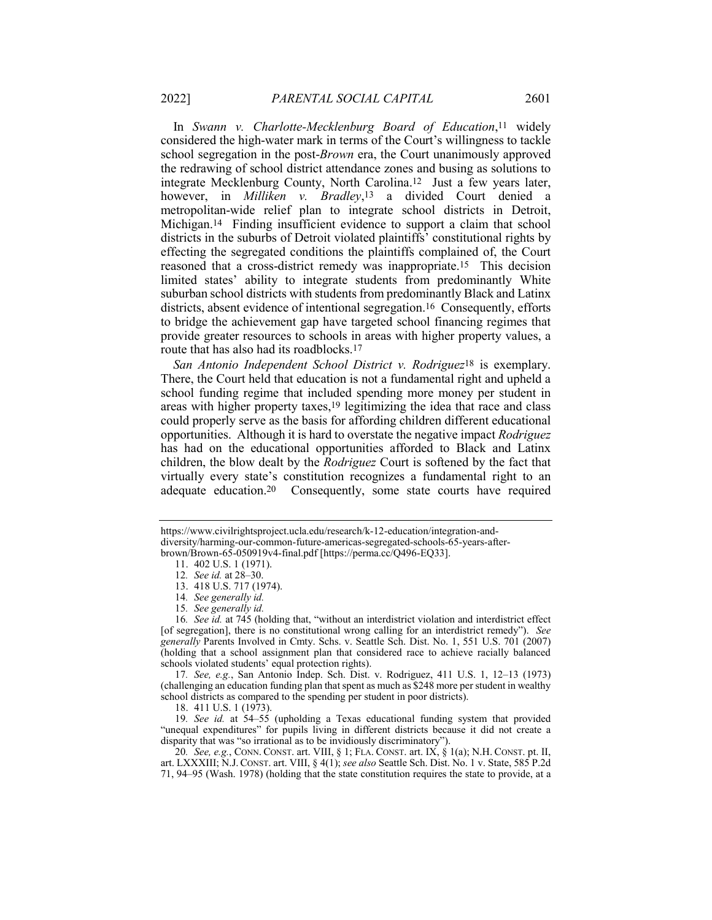In *Swann v. Charlotte-Mecklenburg Board of Education*,[11] widely considered the high-water mark in terms of the Court's willingness to tackle school segregation in the post-*Brown* era, the Court unanimously approved the redrawing of school district attendance zones and busing as solutions to integrate Mecklenburg County, North Carolina.[12] Just a few years later, however, in *Milliken v. Bradley*,[13] a divided Court denied a metropolitan-wide relief plan to integrate school districts in Detroit, Michigan.[14] Finding insufficient evidence to support a claim that school districts in the suburbs of Detroit violated plaintiffs' constitutional rights by effecting the segregated conditions the plaintiffs complained of, the Court reasoned that a cross-district remedy was inappropriate.[15] This decision limited states' ability to integrate students from predominantly White suburban school districts with students from predominantly Black and Latinx districts, absent evidence of intentional segregation.[16] Consequently, efforts to bridge the achievement gap have targeted school financing regimes that provide greater resources to schools in areas with higher property values, a route that has also had its roadblocks.[17]

*San Antonio Independent School District v. Rodriguez*[18] is exemplary. There, the Court held that education is not a fundamental right and upheld a school funding regime that included spending more money per student in areas with higher property taxes,[19] legitimizing the idea that race and class could properly serve as the basis for affording children different educational opportunities. Although it is hard to overstate the negative impact *Rodriguez* has had on the educational opportunities afforded to Black and Latinx children, the blow dealt by the *Rodriguez* Court is softened by the fact that virtually every state's constitution recognizes a fundamental right to an adequate education.[20] Consequently, some state courts have required

---

https://www.civilrightsproject.ucla.edu/research/k-12-education/integration-and-diversity/harming-our-common-future-americas-segregated-schools-65-years-after-brown/Brown-65-050919v4-final.pdf [https://perma.cc/Q496-EQ33].

11. 402 U.S. 1 (1971).

12. *See id.* at 28–30.

13. 418 U.S. 717 (1974).

14. *See generally id.*

15. *See generally id.*

16. *See id.* at 745 (holding that, "without an interdistrict violation and interdistrict effect [of segregation], there is no constitutional wrong calling for an interdistrict remedy"). *See generally* Parents Involved in Cmty. Schs. v. Seattle Sch. Dist. No. 1, 551 U.S. 701 (2007) (holding that a school assignment plan that considered race to achieve racially balanced schools violated students' equal protection rights).

17. *See, e.g.*, San Antonio Indep. Sch. Dist. v. Rodriguez, 411 U.S. 1, 12–13 (1973) (challenging an education funding plan that spent as much as $248 more per student in wealthy school districts as compared to the spending per student in poor districts).

18. 411 U.S. 1 (1973).

19. *See id.* at 54–55 (upholding a Texas educational funding system that provided "unequal expenditures" for pupils living in different districts because it did not create a disparity that was "so irrational as to be invidiously discriminatory").

20. *See, e.g.*, CONN. CONST. art. VIII, § 1; FLA. CONST. art. IX, § 1(a); N.H. CONST. pt. II, art. LXXXIII; N.J. CONST. art. VIII, § 4(1); *see also* Seattle Sch. Dist. No. 1 v. State, 585 P.2d 71, 94–95 (Wash. 1978) (holding that the state constitution requires the state to provide, at a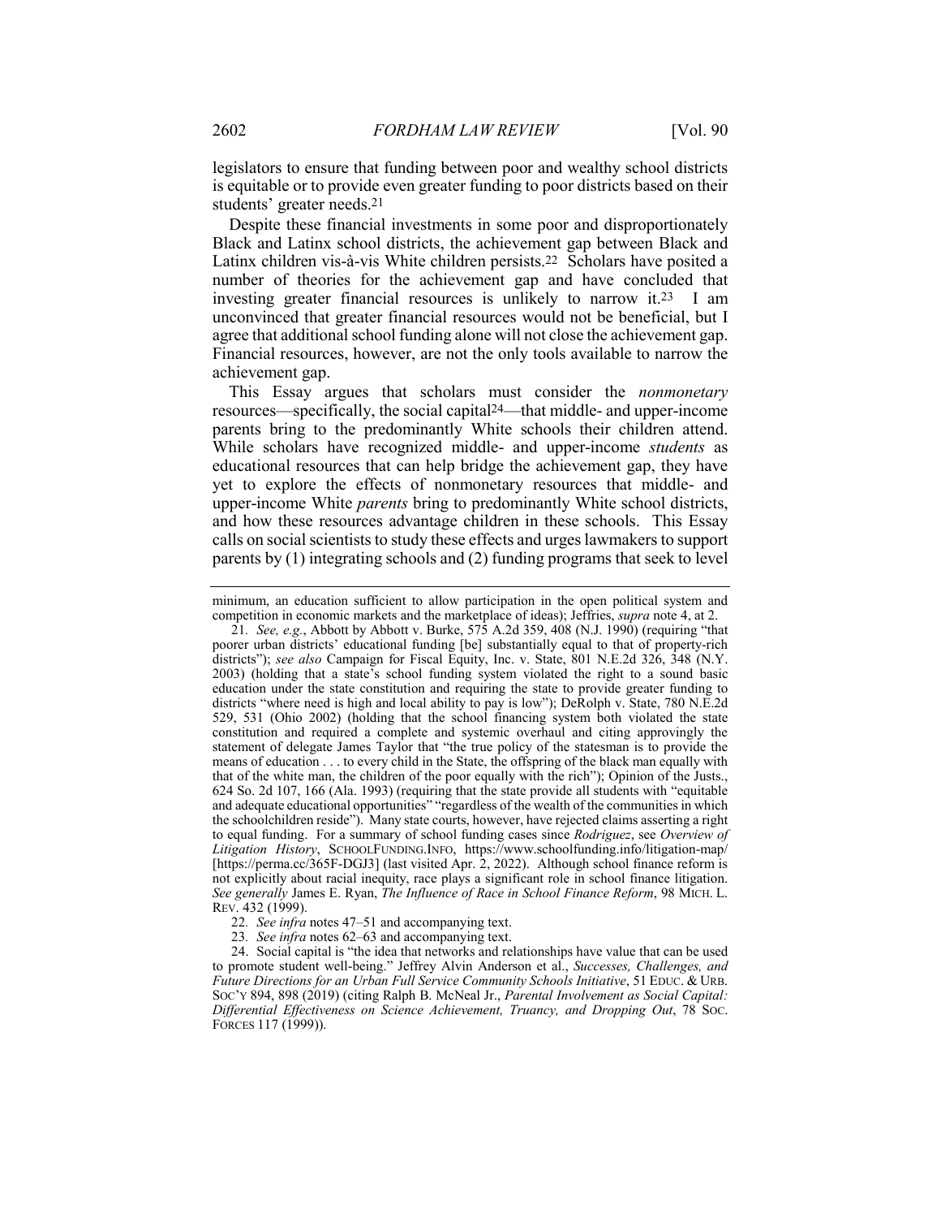legislators to ensure that funding between poor and wealthy school districts is equitable or to provide even greater funding to poor districts based on their students' greater needs.[21]

Despite these financial investments in some poor and disproportionately Black and Latinx school districts, the achievement gap between Black and Latinx children vis-à-vis White children persists.[22] Scholars have posited a number of theories for the achievement gap and have concluded that investing greater financial resources is unlikely to narrow it.[23] I am unconvinced that greater financial resources would not be beneficial, but I agree that additional school funding alone will not close the achievement gap. Financial resources, however, are not the only tools available to narrow the achievement gap.

This Essay argues that scholars must consider the *nonmonetary* resources—specifically, the social capital[24]—that middle- and upper-income parents bring to the predominantly White schools their children attend. While scholars have recognized middle- and upper-income *students* as educational resources that can help bridge the achievement gap, they have yet to explore the effects of nonmonetary resources that middle- and upper-income White *parents* bring to predominantly White school districts, and how these resources advantage children in these schools. This Essay calls on social scientists to study these effects and urges lawmakers to support parents by (1) integrating schools and (2) funding programs that seek to level

---

minimum, an education sufficient to allow participation in the open political system and competition in economic markets and the marketplace of ideas); Jeffries, *supra* note 4, at 2.

21. *See, e.g.*, Abbott by Abbott v. Burke, 575 A.2d 359, 408 (N.J. 1990) (requiring "that poorer urban districts' educational funding [be] substantially equal to that of property-rich districts"); *see also* Campaign for Fiscal Equity, Inc. v. State, 801 N.E.2d 326, 348 (N.Y. 2003) (holding that a state's school funding system violated the right to a sound basic education under the state constitution and requiring the state to provide greater funding to districts "where need is high and local ability to pay is low"); DeRolph v. State, 780 N.E.2d 529, 531 (Ohio 2002) (holding that the school financing system both violated the state constitution and required a complete and systemic overhaul and citing approvingly the statement of delegate James Taylor that "the true policy of the statesman is to provide the means of education . . . to every child in the State, the offspring of the black man equally with that of the white man, the children of the poor equally with the rich"); Opinion of the Justs., 624 So. 2d 107, 166 (Ala. 1993) (requiring that the state provide all students with "equitable and adequate educational opportunities" "regardless of the wealth of the communities in which the schoolchildren reside"). Many state courts, however, have rejected claims asserting a right to equal funding. For a summary of school funding cases since *Rodriguez*, see *Overview of Litigation History*, SCHOOLFUNDING.INFO, https://www.schoolfunding.info/litigation-map/ [https://perma.cc/365F-DGJ3] (last visited Apr. 2, 2022). Although school finance reform is not explicitly about racial inequity, race plays a significant role in school finance litigation. *See generally* James E. Ryan, *The Influence of Race in School Finance Reform*, 98 MICH. L. REV. 432 (1999).

22. *See infra* notes 47–51 and accompanying text.

23. *See infra* notes 62–63 and accompanying text.

24. Social capital is "the idea that networks and relationships have value that can be used to promote student well-being." Jeffrey Alvin Anderson et al., *Successes, Challenges, and Future Directions for an Urban Full Service Community Schools Initiative*, 51 EDUC. & URB. SOC'Y 894, 898 (2019) (citing Ralph B. McNeal Jr., *Parental Involvement as Social Capital: Differential Effectiveness on Science Achievement, Truancy, and Dropping Out*, 78 SOC. FORCES 117 (1999)).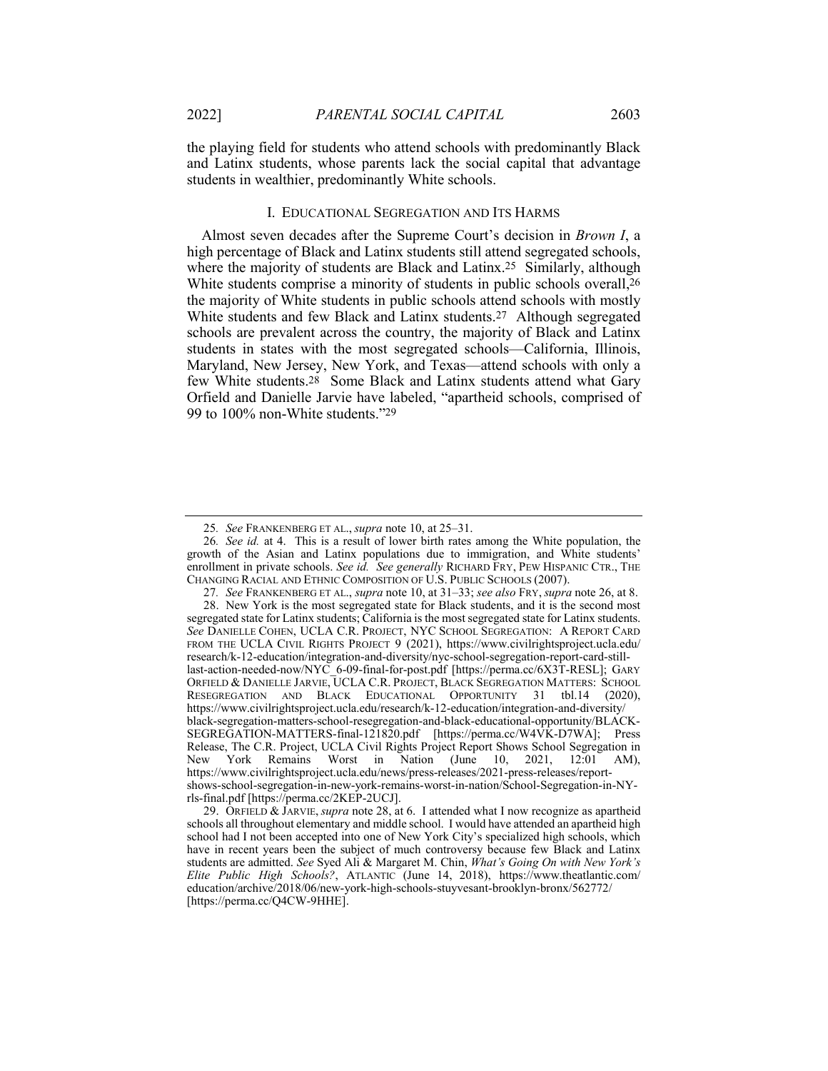the playing field for students who attend schools with predominantly Black and Latinx students, whose parents lack the social capital that advantage students in wealthier, predominantly White schools.

## I. EDUCATIONAL SEGREGATION AND ITS HARMS

Almost seven decades after the Supreme Court's decision in *Brown I*, a high percentage of Black and Latinx students still attend segregated schools, where the majority of students are Black and Latinx.[25] Similarly, although White students comprise a minority of students in public schools overall,[26] the majority of White students in public schools attend schools with mostly White students and few Black and Latinx students.[27] Although segregated schools are prevalent across the country, the majority of Black and Latinx students in states with the most segregated schools—California, Illinois, Maryland, New Jersey, New York, and Texas—attend schools with only a few White students.[28] Some Black and Latinx students attend what Gary Orfield and Danielle Jarvie have labeled, "apartheid schools, comprised of 99 to 100% non-White students."[29]

---

25. *See* FRANKENBERG ET AL., *supra* note 10, at 25–31.

26. *See id.* at 4. This is a result of lower birth rates among the White population, the growth of the Asian and Latinx populations due to immigration, and White students' enrollment in private schools. *See id.* *See generally* RICHARD FRY, PEW HISPANIC CTR., THE CHANGING RACIAL AND ETHNIC COMPOSITION OF U.S. PUBLIC SCHOOLS (2007).

27. *See* FRANKENBERG ET AL., *supra* note 10, at 31–33; *see also* FRY, *supra* note 26, at 8.

28. New York is the most segregated state for Black students, and it is the second most segregated state for Latinx students; California is the most segregated state for Latinx students. *See* DANIELLE COHEN, UCLA C.R. PROJECT, NYC SCHOOL SEGREGATION: A REPORT CARD FROM THE UCLA CIVIL RIGHTS PROJECT 9 (2021), https://www.civilrightsproject.ucla.edu/research/k-12-education/integration-and-diversity/nyc-school-segregation-report-card-still-last-action-needed-now/NYC_6-09-final-for-post.pdf [https://perma.cc/6X3T-RESL]; GARY ORFIELD & DANIELLE JARVIE, UCLA C.R. PROJECT, BLACK SEGREGATION MATTERS: SCHOOL RESEGREGATION AND BLACK EDUCATIONAL OPPORTUNITY 31 tbl.14 (2020), https://www.civilrightsproject.ucla.edu/research/k-12-education/integration-and-diversity/black-segregation-matters-school-resegregation-and-black-educational-opportunity/BLACK-SEGREGATION-MATTERS-final-121820.pdf [https://perma.cc/W4VK-D7WA]; Press Release, The C.R. Project, UCLA Civil Rights Project Report Shows School Segregation in New York Remains Worst in Nation (June 10, 2021, 12:01 AM), https://www.civilrightsproject.ucla.edu/news/press-releases/2021-press-releases/report-shows-school-segregation-in-new-york-remains-worst-in-nation/School-Segregation-in-NY-rls-final.pdf [https://perma.cc/2KEP-2UCJ].

29. ORFIELD & JARVIE, *supra* note 28, at 6. I attended what I now recognize as apartheid schools all throughout elementary and middle school. I would have attended an apartheid high school had I not been accepted into one of New York City's specialized high schools, which have in recent years been the subject of much controversy because few Black and Latinx students are admitted. *See* Syed Ali & Margaret M. Chin, *What's Going On with New York's Elite Public High Schools?*, ATLANTIC (June 14, 2018), https://www.theatlantic.com/education/archive/2018/06/new-york-high-schools-stuyvesant-brooklyn-bronx/562772/ [https://perma.cc/Q4CW-9HHE].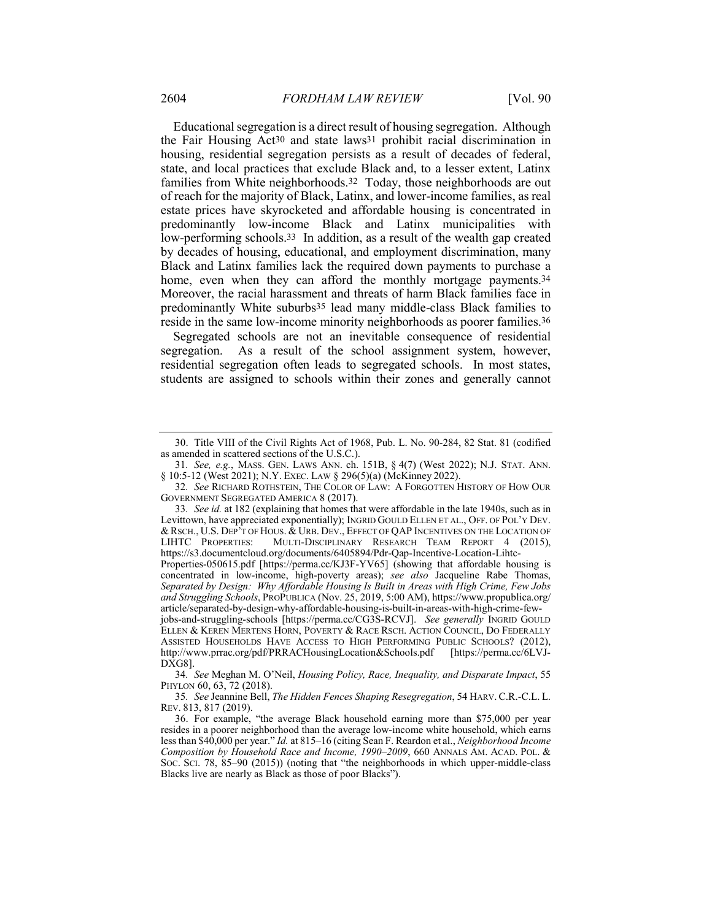Educational segregation is a direct result of housing segregation. Although the Fair Housing Act[30] and state laws[31] prohibit racial discrimination in housing, residential segregation persists as a result of decades of federal, state, and local practices that exclude Black and, to a lesser extent, Latinx families from White neighborhoods.[32] Today, those neighborhoods are out of reach for the majority of Black, Latinx, and lower-income families, as real estate prices have skyrocketed and affordable housing is concentrated in predominantly low-income Black and Latinx municipalities with low-performing schools.[33] In addition, as a result of the wealth gap created by decades of housing, educational, and employment discrimination, many Black and Latinx families lack the required down payments to purchase a home, even when they can afford the monthly mortgage payments.[34] Moreover, the racial harassment and threats of harm Black families face in predominantly White suburbs[35] lead many middle-class Black families to reside in the same low-income minority neighborhoods as poorer families.[36]

Segregated schools are not an inevitable consequence of residential segregation. As a result of the school assignment system, however, residential segregation often leads to segregated schools. In most states, students are assigned to schools within their zones and generally cannot

---

30. Title VIII of the Civil Rights Act of 1968, Pub. L. No. 90-284, 82 Stat. 81 (codified as amended in scattered sections of the U.S.C.).

31. *See, e.g.*, MASS. GEN. LAWS ANN. ch. 151B, § 4(7) (West 2022); N.J. STAT. ANN. § 10:5-12 (West 2021); N.Y. EXEC. LAW § 296(5)(a) (McKinney 2022).

32. *See* RICHARD ROTHSTEIN, THE COLOR OF LAW: A FORGOTTEN HISTORY OF HOW OUR GOVERNMENT SEGREGATED AMERICA 8 (2017).

33. *See id.* at 182 (explaining that homes that were affordable in the late 1940s, such as in Levittown, have appreciated exponentially); INGRID GOULD ELLEN ET AL., OFF. OF POL'Y DEV. & RSCH., U.S. DEP'T OF HOUS. & URB. DEV., EFFECT OF QAP INCENTIVES ON THE LOCATION OF LIHTC PROPERTIES: MULTI-DISCIPLINARY RESEARCH TEAM REPORT 4 (2015), https://s3.documentcloud.org/documents/6405894/Pdr-Qap-Incentive-Location-Lihtc-Properties-050615.pdf [https://perma.cc/KJ3F-YV65] (showing that affordable housing is concentrated in low-income, high-poverty areas); *see also* Jacqueline Rabe Thomas, *Separated by Design: Why Affordable Housing Is Built in Areas with High Crime, Few Jobs and Struggling Schools*, PROPUBLICA (Nov. 25, 2019, 5:00 AM), https://www.propublica.org/article/separated-by-design-why-affordable-housing-is-built-in-areas-with-high-crime-few-jobs-and-struggling-schools [https://perma.cc/CG3S-RCVJ]. *See generally* INGRID GOULD ELLEN & KEREN MERTENS HORN, POVERTY & RACE RSCH. ACTION COUNCIL, DO FEDERALLY ASSISTED HOUSEHOLDS HAVE ACCESS TO HIGH PERFORMING PUBLIC SCHOOLS? (2012), http://www.prrac.org/pdf/PRRACHousingLocation&Schools.pdf [https://perma.cc/6LVJ-DXG8].

34. *See* Meghan M. O'Neil, *Housing Policy, Race, Inequality, and Disparate Impact*, 55 PHYLON 60, 63, 72 (2018).

35. *See* Jeannine Bell, *The Hidden Fences Shaping Resegregation*, 54 HARV. C.R.-C.L. L. REV. 813, 817 (2019).

36. For example, "the average Black household earning more than $75,000 per year resides in a poorer neighborhood than the average low-income white household, which earns less than $40,000 per year." *Id.* at 815–16 (citing Sean F. Reardon et al., *Neighborhood Income Composition by Household Race and Income, 1990–2009*, 660 ANNALS AM. ACAD. POL. & SOC. SCI. 78, 85–90 (2015)) (noting that "the neighborhoods in which upper-middle-class Blacks live are nearly as Black as those of poor Blacks").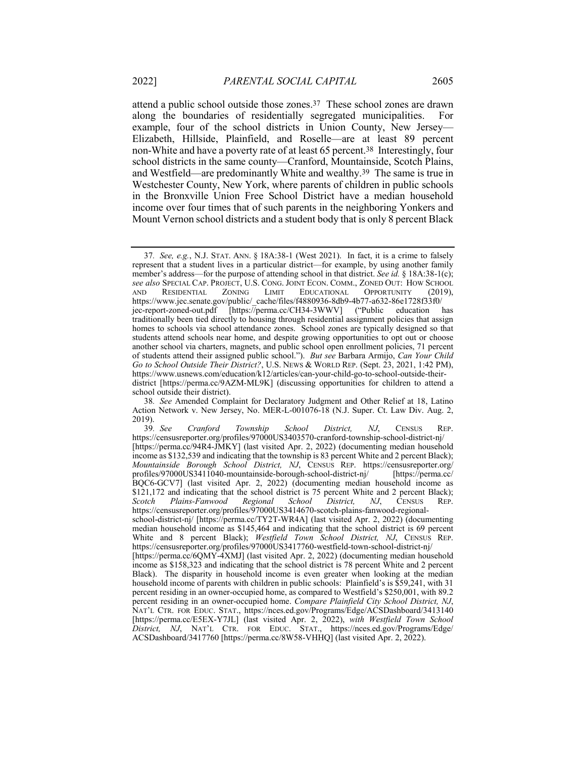attend a public school outside those zones.[37] These school zones are drawn along the boundaries of residentially segregated municipalities. For example, four of the school districts in Union County, New Jersey—Elizabeth, Hillside, Plainfield, and Roselle—are at least 89 percent non-White and have a poverty rate of at least 65 percent.[38] Interestingly, four school districts in the same county—Cranford, Mountainside, Scotch Plains, and Westfield—are predominantly White and wealthy.[39] The same is true in Westchester County, New York, where parents of children in public schools in the Bronxville Union Free School District have a median household income over four times that of such parents in the neighboring Yonkers and Mount Vernon school districts and a student body that is only 8 percent Black

---

37. *See, e.g.*, N.J. STAT. ANN. § 18A:38-1 (West 2021). In fact, it is a crime to falsely represent that a student lives in a particular district—for example, by using another family member's address—for the purpose of attending school in that district. *See id.* § 18A:38-1(c); *see also* SPECIAL CAP. PROJECT, U.S. CONG. JOINT ECON. COMM., ZONED OUT: HOW SCHOOL AND RESIDENTIAL ZONING LIMIT EDUCATIONAL OPPORTUNITY (2019), https://www.jec.senate.gov/public/_cache/files/f4880936-8db9-4b77-a632-86e1728f33f0/jec-report-zoned-out.pdf [https://perma.cc/CH34-3WWV] ("Public education has traditionally been tied directly to housing through residential assignment policies that assign homes to schools via school attendance zones. School zones are typically designed so that students attend schools near home, and despite growing opportunities to opt out or choose another school via charters, magnets, and public school open enrollment policies, 71 percent of students attend their assigned public school."). *But see* Barbara Armijo, *Can Your Child Go to School Outside Their District?*, U.S. NEWS & WORLD REP. (Sept. 23, 2021, 1:42 PM), https://www.usnews.com/education/k12/articles/can-your-child-go-to-school-outside-their-district [https://perma.cc/9AZM-ML9K] (discussing opportunities for children to attend a school outside their district).

38. *See* Amended Complaint for Declaratory Judgment and Other Relief at 18, Latino Action Network v. New Jersey, No. MER-L-001076-18 (N.J. Super. Ct. Law Div. Aug. 2, 2019).

39. *See Cranford Township School District, NJ*, CENSUS REP. https://censusreporter.org/profiles/97000US3403570-cranford-township-school-district-nj/ [https://perma.cc/94R4-JMKY] (last visited Apr. 2, 2022) (documenting median household income as $132,539 and indicating that the township is 83 percent White and 2 percent Black); *Mountainside Borough School District, NJ*, CENSUS REP. https://censusreporter.org/profiles/97000US3411040-mountainside-borough-school-district-nj/ [https://perma.cc/BQC6-GCV7] (last visited Apr. 2, 2022) (documenting median household income as $121,172 and indicating that the school district is 75 percent White and 2 percent Black); *Scotch Plains-Fanwood Regional School District, NJ*, CENSUS REP. https://censusreporter.org/profiles/97000US3414670-scotch-plains-fanwood-regional-school-district-nj/ [https://perma.cc/TY2T-WR4A] (last visited Apr. 2, 2022) (documenting median household income as $145,464 and indicating that the school district is 69 percent White and 8 percent Black); *Westfield Town School District, NJ*, CENSUS REP. https://censusreporter.org/profiles/97000US3417760-westfield-town-school-district-nj/ [https://perma.cc/6QMY-4XMJ] (last visited Apr. 2, 2022) (documenting median household income as $158,323 and indicating that the school district is 78 percent White and 2 percent Black). The disparity in household income is even greater when looking at the median household income of parents with children in public schools: Plainfield's is $59,241, with 31 percent residing in an owner-occupied home, as compared to Westfield's $250,001, with 89.2 percent residing in an owner-occupied home. *Compare Plainfield City School District, NJ*, NAT'L CTR. FOR EDUC. STAT., https://nces.ed.gov/Programs/Edge/ACSDashboard/3413140 [https://perma.cc/E5EX-Y7JL] (last visited Apr. 2, 2022), *with Westfield Town School District, NJ*, NAT'L CTR. FOR EDUC. STAT., https://nces.ed.gov/Programs/Edge/ACSDashboard/3417760 [https://perma.cc/8W58-VHHQ] (last visited Apr. 2, 2022).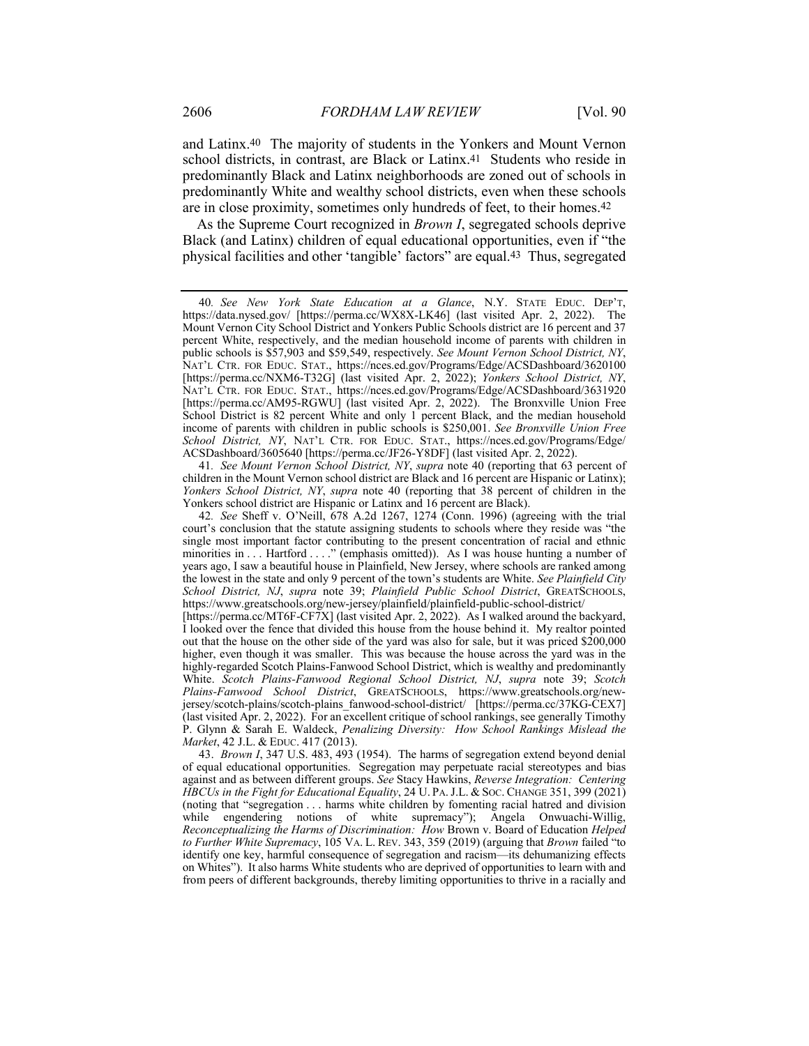and Latinx.[40] The majority of students in the Yonkers and Mount Vernon school districts, in contrast, are Black or Latinx.[41] Students who reside in predominantly Black and Latinx neighborhoods are zoned out of schools in predominantly White and wealthy school districts, even when these schools are in close proximity, sometimes only hundreds of feet, to their homes.[42]

As the Supreme Court recognized in *Brown I*, segregated schools deprive Black (and Latinx) children of equal educational opportunities, even if "the physical facilities and other 'tangible' factors" are equal.[43] Thus, segregated

---

40. *See New York State Education at a Glance*, N.Y. STATE EDUC. DEP'T, https://data.nysed.gov/ [https://perma.cc/WX8X-LK46] (last visited Apr. 2, 2022). The Mount Vernon City School District and Yonkers Public Schools district are 16 percent and 37 percent White, respectively, and the median household income of parents with children in public schools is $57,903 and $59,549, respectively. *See Mount Vernon School District, NY*, NAT'L CTR. FOR EDUC. STAT., https://nces.ed.gov/Programs/Edge/ACSDashboard/3620100 [https://perma.cc/NXM6-T32G] (last visited Apr. 2, 2022); *Yonkers School District, NY*, NAT'L CTR. FOR EDUC. STAT., https://nces.ed.gov/Programs/Edge/ACSDashboard/3631920 [https://perma.cc/AM95-RGWU] (last visited Apr. 2, 2022). The Bronxville Union Free School District is 82 percent White and only 1 percent Black, and the median household income of parents with children in public schools is $250,001. *See Bronxville Union Free School District, NY*, NAT'L CTR. FOR EDUC. STAT., https://nces.ed.gov/Programs/Edge/ACSDashboard/3605640 [https://perma.cc/JF26-Y8DF] (last visited Apr. 2, 2022).

41. *See Mount Vernon School District, NY*, *supra* note 40 (reporting that 63 percent of children in the Mount Vernon school district are Black and 16 percent are Hispanic or Latinx); *Yonkers School District, NY*, *supra* note 40 (reporting that 38 percent of children in the Yonkers school district are Hispanic or Latinx and 16 percent are Black).

42. *See* Sheff v. O'Neill, 678 A.2d 1267, 1274 (Conn. 1996) (agreeing with the trial court's conclusion that the statute assigning students to schools where they reside was "the single most important factor contributing to the present concentration of racial and ethnic minorities in . . . Hartford . . . ." (emphasis omitted)). As I was house hunting a number of years ago, I saw a beautiful house in Plainfield, New Jersey, where schools are ranked among the lowest in the state and only 9 percent of the town's students are White. *See Plainfield City School District, NJ*, *supra* note 39; *Plainfield Public School District*, GREATSCHOOLS, https://www.greatschools.org/new-jersey/plainfield/plainfield-public-school-district/ [https://perma.cc/MT6F-CF7X] (last visited Apr. 2, 2022). As I walked around the backyard, I looked over the fence that divided this house from the house behind it. My realtor pointed out that the house on the other side of the yard was also for sale, but it was priced $200,000 higher, even though it was smaller. This was because the house across the yard was in the highly-regarded Scotch Plains-Fanwood School District, which is wealthy and predominantly White. *Scotch Plains-Fanwood Regional School District, NJ*, *supra* note 39; *Scotch Plains-Fanwood School District*, GREATSCHOOLS, https://www.greatschools.org/new-jersey/scotch-plains/scotch-plains_fanwood-school-district/ [https://perma.cc/37KG-CEX7] (last visited Apr. 2, 2022). For an excellent critique of school rankings, see generally Timothy P. Glynn & Sarah E. Waldeck, *Penalizing Diversity: How School Rankings Mislead the Market*, 42 J.L. & EDUC. 417 (2013).

43. *Brown I*, 347 U.S. 483, 493 (1954). The harms of segregation extend beyond denial of equal educational opportunities. Segregation may perpetuate racial stereotypes and bias against and as between different groups. *See* Stacy Hawkins, *Reverse Integration: Centering HBCUs in the Fight for Educational Equality*, 24 U. PA. J.L. & SOC. CHANGE 351, 399 (2021) (noting that "segregation . . . harms white children by fomenting racial hatred and division while engendering notions of white supremacy"); Angela Onwuachi-Willig, *Reconceptualizing the Harms of Discrimination: How* Brown v. Board of Education *Helped to Further White Supremacy*, 105 VA. L. REV. 343, 359 (2019) (arguing that *Brown* failed "to identify one key, harmful consequence of segregation and racism—its dehumanizing effects on Whites"). It also harms White students who are deprived of opportunities to learn with and from peers of different backgrounds, thereby limiting opportunities to thrive in a racially and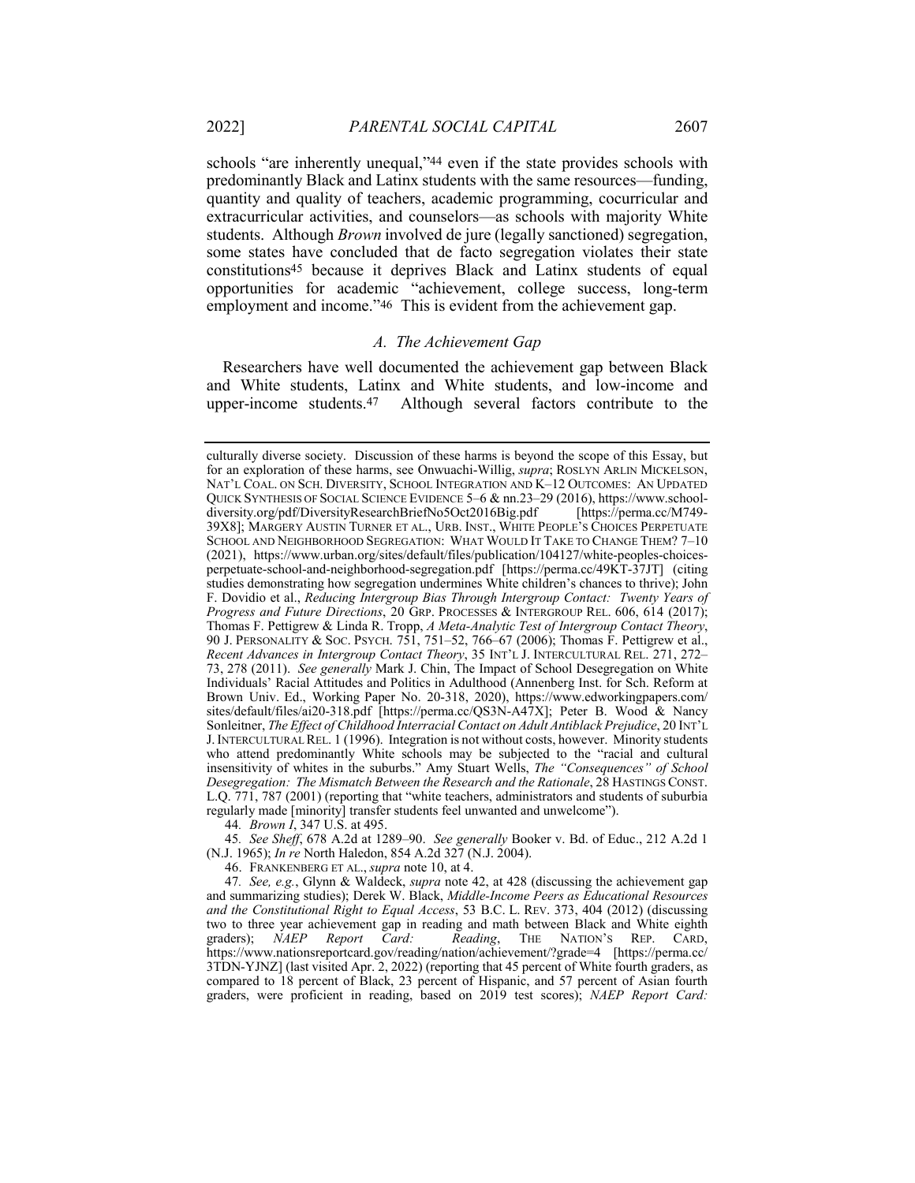schools "are inherently unequal,"[44] even if the state provides schools with predominantly Black and Latinx students with the same resources—funding, quantity and quality of teachers, academic programming, cocurricular and extracurricular activities, and counselors—as schools with majority White students. Although *Brown* involved de jure (legally sanctioned) segregation, some states have concluded that de facto segregation violates their state constitutions[45] because it deprives Black and Latinx students of equal opportunities for academic "achievement, college success, long-term employment and income."[46] This is evident from the achievement gap.

### *A. The Achievement Gap*

Researchers have well documented the achievement gap between Black and White students, Latinx and White students, and low-income and upper-income students.[47] Although several factors contribute to the

---

culturally diverse society. Discussion of these harms is beyond the scope of this Essay, but for an exploration of these harms, see Onwuachi-Willig, *supra*; ROSLYN ARLIN MICKELSON, NAT'L COAL. ON SCH. DIVERSITY, SCHOOL INTEGRATION AND K–12 OUTCOMES: AN UPDATED QUICK SYNTHESIS OF SOCIAL SCIENCE EVIDENCE 5–6 & nn.23–29 (2016), https://www.school-diversity.org/pdf/DiversityResearchBriefNo5Oct2016Big.pdf [https://perma.cc/M749-39X8]; MARGERY AUSTIN TURNER ET AL., URB. INST., WHITE PEOPLE'S CHOICES PERPETUATE SCHOOL AND NEIGHBORHOOD SEGREGATION: WHAT WOULD IT TAKE TO CHANGE THEM? 7–10 (2021), https://www.urban.org/sites/default/files/publication/104127/white-peoples-choices-perpetuate-school-and-neighborhood-segregation.pdf [https://perma.cc/49KT-37JT] (citing studies demonstrating how segregation undermines White children's chances to thrive); John F. Dovidio et al., *Reducing Intergroup Bias Through Intergroup Contact: Twenty Years of Progress and Future Directions*, 20 GRP. PROCESSES & INTERGROUP REL. 606, 614 (2017); Thomas F. Pettigrew & Linda R. Tropp, *A Meta-Analytic Test of Intergroup Contact Theory*, 90 J. PERSONALITY & SOC. PSYCH. 751, 751–52, 766–67 (2006); Thomas F. Pettigrew et al., *Recent Advances in Intergroup Contact Theory*, 35 INT'L J. INTERCULTURAL REL. 271, 272–73, 278 (2011). *See generally* Mark J. Chin, The Impact of School Desegregation on White Individuals' Racial Attitudes and Politics in Adulthood (Annenberg Inst. for Sch. Reform at Brown Univ. Ed., Working Paper No. 20-318, 2020), https://www.edworkingpapers.com/sites/default/files/ai20-318.pdf [https://perma.cc/QS3N-A47X]; Peter B. Wood & Nancy Sonleitner, *The Effect of Childhood Interracial Contact on Adult Antiblack Prejudice*, 20 INT'L J. INTERCULTURAL REL. 1 (1996). Integration is not without costs, however. Minority students who attend predominantly White schools may be subjected to the "racial and cultural insensitivity of whites in the suburbs." Amy Stuart Wells, *The "Consequences" of School Desegregation: The Mismatch Between the Research and the Rationale*, 28 HASTINGS CONST. L.Q. 771, 787 (2001) (reporting that "white teachers, administrators and students of suburbia regularly made [minority] transfer students feel unwanted and unwelcome").

44. *Brown I*, 347 U.S. at 495.

45. *See Sheff*, 678 A.2d at 1289–90. *See generally* Booker v. Bd. of Educ., 212 A.2d 1 (N.J. 1965); *In re* North Haledon, 854 A.2d 327 (N.J. 2004).

46. FRANKENBERG ET AL., *supra* note 10, at 4.

47. *See, e.g.*, Glynn & Waldeck, *supra* note 42, at 428 (discussing the achievement gap and summarizing studies); Derek W. Black, *Middle-Income Peers as Educational Resources and the Constitutional Right to Equal Access*, 53 B.C. L. REV. 373, 404 (2012) (discussing two to three year achievement gap in reading and math between Black and White eighth graders); *NAEP Report Card: Reading*, THE NATION'S REP. CARD, https://www.nationsreportcard.gov/reading/nation/achievement/?grade=4 [https://perma.cc/3TDN-YJNZ] (last visited Apr. 2, 2022) (reporting that 45 percent of White fourth graders, as compared to 18 percent of Black, 23 percent of Hispanic, and 57 percent of Asian fourth graders, were proficient in reading, based on 2019 test scores); *NAEP Report Card:*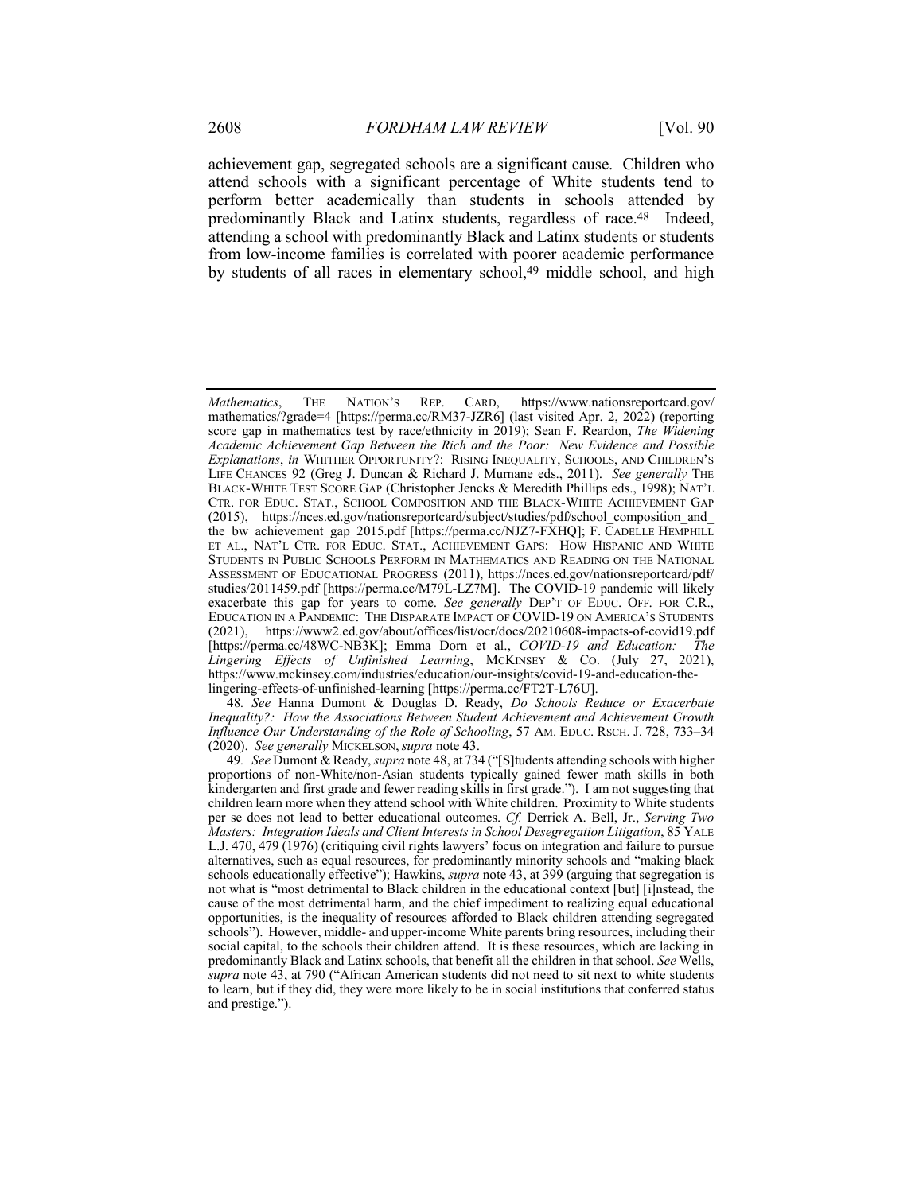achievement gap, segregated schools are a significant cause. Children who attend schools with a significant percentage of White students tend to perform better academically than students in schools attended by predominantly Black and Latinx students, regardless of race.[48] Indeed, attending a school with predominantly Black and Latinx students or students from low-income families is correlated with poorer academic performance by students of all races in elementary school,[49] middle school, and high

---

*Mathematics*, THE NATION'S REP. CARD, https://www.nationsreportcard.gov/mathematics/?grade=4 [https://perma.cc/RM37-JZR6] (last visited Apr. 2, 2022) (reporting score gap in mathematics test by race/ethnicity in 2019); Sean F. Reardon, *The Widening Academic Achievement Gap Between the Rich and the Poor: New Evidence and Possible Explanations*, *in* WHITHER OPPORTUNITY?: RISING INEQUALITY, SCHOOLS, AND CHILDREN'S LIFE CHANCES 92 (Greg J. Duncan & Richard J. Murnane eds., 2011). *See generally* THE BLACK-WHITE TEST SCORE GAP (Christopher Jencks & Meredith Phillips eds., 1998); NAT'L CTR. FOR EDUC. STAT., SCHOOL COMPOSITION AND THE BLACK-WHITE ACHIEVEMENT GAP (2015), https://nces.ed.gov/nationsreportcard/subject/studies/pdf/school_composition_and_the_bw_achievement_gap_2015.pdf [https://perma.cc/NJZ7-FXHQ]; F. CADELLE HEMPHILL ET AL., NAT'L CTR. FOR EDUC. STAT., ACHIEVEMENT GAPS: HOW HISPANIC AND WHITE STUDENTS IN PUBLIC SCHOOLS PERFORM IN MATHEMATICS AND READING ON THE NATIONAL ASSESSMENT OF EDUCATIONAL PROGRESS (2011), https://nces.ed.gov/nationsreportcard/pdf/studies/2011459.pdf [https://perma.cc/M79L-LZ7M]. The COVID-19 pandemic will likely exacerbate this gap for years to come. *See generally* DEP'T OF EDUC. OFF. FOR C.R., EDUCATION IN A PANDEMIC: THE DISPARATE IMPACT OF COVID-19 ON AMERICA'S STUDENTS (2021), https://www2.ed.gov/about/offices/list/ocr/docs/20210608-impacts-of-covid19.pdf [https://perma.cc/48WC-NB3K]; Emma Dorn et al., *COVID-19 and Education: The Lingering Effects of Unfinished Learning*, MCKINSEY & CO. (July 27, 2021), https://www.mckinsey.com/industries/education/our-insights/covid-19-and-education-the-lingering-effects-of-unfinished-learning [https://perma.cc/FT2T-L76U].

48. *See* Hanna Dumont & Douglas D. Ready, *Do Schools Reduce or Exacerbate Inequality?: How the Associations Between Student Achievement and Achievement Growth Influence Our Understanding of the Role of Schooling*, 57 AM. EDUC. RSCH. J. 728, 733–34 (2020). *See generally* MICKELSON, *supra* note 43.

49. *See* Dumont & Ready, *supra* note 48, at 734 ("[S]tudents attending schools with higher proportions of non-White/non-Asian students typically gained fewer math skills in both kindergarten and first grade and fewer reading skills in first grade."). I am not suggesting that children learn more when they attend school with White children. Proximity to White students per se does not lead to better educational outcomes. *Cf.* Derrick A. Bell, Jr., *Serving Two Masters: Integration Ideals and Client Interests in School Desegregation Litigation*, 85 YALE L.J. 470, 479 (1976) (critiquing civil rights lawyers' focus on integration and failure to pursue alternatives, such as equal resources, for predominantly minority schools and "making black schools educationally effective"); Hawkins, *supra* note 43, at 399 (arguing that segregation is not what is "most detrimental to Black children in the educational context [but] [i]nstead, the cause of the most detrimental harm, and the chief impediment to realizing equal educational opportunities, is the inequality of resources afforded to Black children attending segregated schools"). However, middle- and upper-income White parents bring resources, including their social capital, to the schools their children attend. It is these resources, which are lacking in predominantly Black and Latinx schools, that benefit all the children in that school. *See* Wells, *supra* note 43, at 790 ("African American students did not need to sit next to white students to learn, but if they did, they were more likely to be in social institutions that conferred status and prestige.").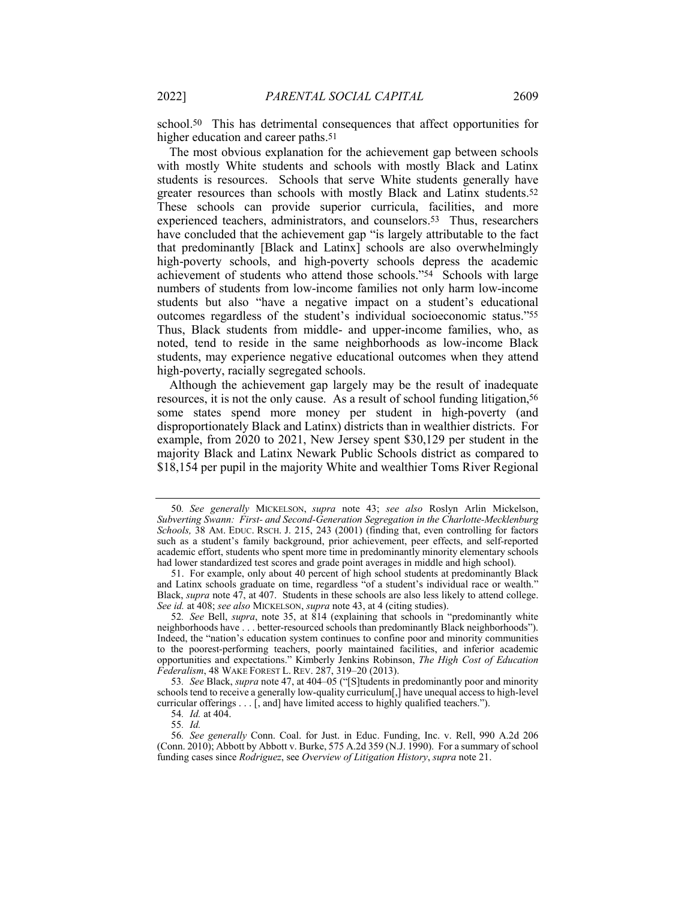school.[50] This has detrimental consequences that affect opportunities for higher education and career paths.[51]

The most obvious explanation for the achievement gap between schools with mostly White students and schools with mostly Black and Latinx students is resources. Schools that serve White students generally have greater resources than schools with mostly Black and Latinx students.[52] These schools can provide superior curricula, facilities, and more experienced teachers, administrators, and counselors.[53] Thus, researchers have concluded that the achievement gap "is largely attributable to the fact that predominantly [Black and Latinx] schools are also overwhelmingly high-poverty schools, and high-poverty schools depress the academic achievement of students who attend those schools."[54] Schools with large numbers of students from low-income families not only harm low-income students but also "have a negative impact on a student's educational outcomes regardless of the student's individual socioeconomic status."[55] Thus, Black students from middle- and upper-income families, who, as noted, tend to reside in the same neighborhoods as low-income Black students, may experience negative educational outcomes when they attend high-poverty, racially segregated schools.

Although the achievement gap largely may be the result of inadequate resources, it is not the only cause. As a result of school funding litigation,[56] some states spend more money per student in high-poverty (and disproportionately Black and Latinx) districts than in wealthier districts. For example, from 2020 to 2021, New Jersey spent $30,129 per student in the majority Black and Latinx Newark Public Schools district as compared to $18,154 per pupil in the majority White and wealthier Toms River Regional

---

50. *See generally* MICKELSON, *supra* note 43; *see also* Roslyn Arlin Mickelson, *Subverting Swann: First- and Second-Generation Segregation in the Charlotte-Mecklenburg Schools,* 38 AM. EDUC. RSCH. J. 215, 243 (2001) (finding that, even controlling for factors such as a student's family background, prior achievement, peer effects, and self-reported academic effort, students who spent more time in predominantly minority elementary schools had lower standardized test scores and grade point averages in middle and high school).

51. For example, only about 40 percent of high school students at predominantly Black and Latinx schools graduate on time, regardless "of a student's individual race or wealth." Black, *supra* note 47, at 407. Students in these schools are also less likely to attend college. *See id.* at 408; *see also* MICKELSON, *supra* note 43, at 4 (citing studies).

52. *See* Bell, *supra*, note 35, at 814 (explaining that schools in "predominantly white neighborhoods have . . . better-resourced schools than predominantly Black neighborhoods"). Indeed, the "nation's education system continues to confine poor and minority communities to the poorest-performing teachers, poorly maintained facilities, and inferior academic opportunities and expectations." Kimberly Jenkins Robinson, *The High Cost of Education Federalism*, 48 WAKE FOREST L. REV. 287, 319–20 (2013).

53. *See* Black, *supra* note 47, at 404–05 ("[S]tudents in predominantly poor and minority schools tend to receive a generally low-quality curriculum[,] have unequal access to high-level curricular offerings . . . [, and] have limited access to highly qualified teachers.").

54. *Id.* at 404.

55. *Id.*

56. *See generally* Conn. Coal. for Just. in Educ. Funding, Inc. v. Rell, 990 A.2d 206 (Conn. 2010); Abbott by Abbott v. Burke, 575 A.2d 359 (N.J. 1990). For a summary of school funding cases since *Rodriguez*, see *Overview of Litigation History*, *supra* note 21.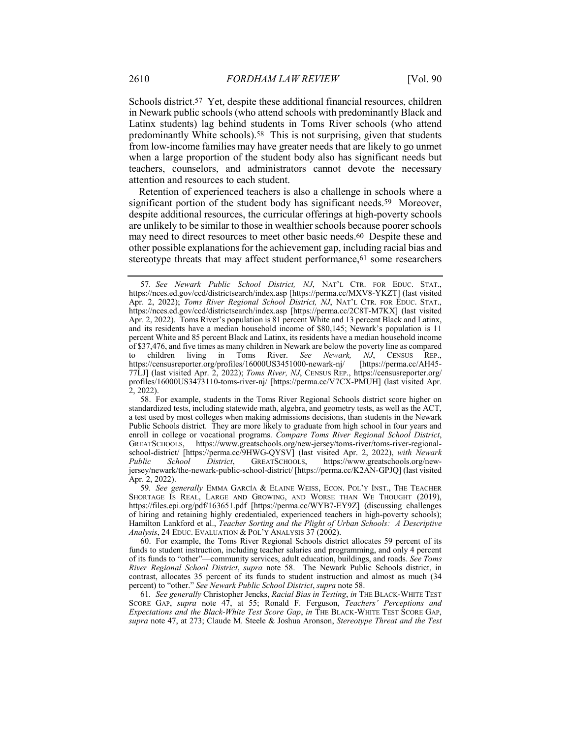Schools district.[57] Yet, despite these additional financial resources, children in Newark public schools (who attend schools with predominantly Black and Latinx students) lag behind students in Toms River schools (who attend predominantly White schools).[58] This is not surprising, given that students from low-income families may have greater needs that are likely to go unmet when a large proportion of the student body also has significant needs but teachers, counselors, and administrators cannot devote the necessary attention and resources to each student.

Retention of experienced teachers is also a challenge in schools where a significant portion of the student body has significant needs.[59] Moreover, despite additional resources, the curricular offerings at high-poverty schools are unlikely to be similar to those in wealthier schools because poorer schools may need to direct resources to meet other basic needs.[60] Despite these and other possible explanations for the achievement gap, including racial bias and stereotype threats that may affect student performance,[61] some researchers

---

57. *See Newark Public School District, NJ*, NAT'L CTR. FOR EDUC. STAT., https://nces.ed.gov/ccd/districtsearch/index.asp [https://perma.cc/MXV8-YKZT] (last visited Apr. 2, 2022); *Toms River Regional School District, NJ*, NAT'L CTR. FOR EDUC. STAT., https://nces.ed.gov/ccd/districtsearch/index.asp [https://perma.cc/2C8T-M7KX] (last visited Apr. 2, 2022). Toms River's population is 81 percent White and 13 percent Black and Latinx, and its residents have a median household income of $80,145; Newark's population is 11 percent White and 85 percent Black and Latinx, its residents have a median household income of $37,476, and five times as many children in Newark are below the poverty line as compared to children living in Toms River. *See Newark, NJ*, CENSUS REP., https://censusreporter.org/profiles/16000US3451000-newark-nj/ [https://perma.cc/AH45-77LJ] (last visited Apr. 2, 2022); *Toms River, NJ*, CENSUS REP., https://censusreporter.org/profiles/16000US3473110-toms-river-nj/ [https://perma.cc/V7CX-PMUH] (last visited Apr. 2, 2022).

58. For example, students in the Toms River Regional Schools district score higher on standardized tests, including statewide math, algebra, and geometry tests, as well as the ACT, a test used by most colleges when making admissions decisions, than students in the Newark Public Schools district. They are more likely to graduate from high school in four years and enroll in college or vocational programs. *Compare Toms River Regional School District*, GREATSCHOOLS, https://www.greatschools.org/new-jersey/toms-river/toms-river-regional-school-district/ [https://perma.cc/9HWG-QYSV] (last visited Apr. 2, 2022), *with Newark Public School District*, GREATSCHOOLS, https://www.greatschools.org/new-jersey/newark/the-newark-public-school-district/ [https://perma.cc/K2AN-GPJQ] (last visited Apr. 2, 2022).

59. *See generally* EMMA GARCÍA & ELAINE WEISS, ECON. POL'Y INST., THE TEACHER SHORTAGE IS REAL, LARGE AND GROWING, AND WORSE THAN WE THOUGHT (2019), https://files.epi.org/pdf/163651.pdf [https://perma.cc/WYB7-EY9Z] (discussing challenges of hiring and retaining highly credentialed, experienced teachers in high-poverty schools); Hamilton Lankford et al., *Teacher Sorting and the Plight of Urban Schools: A Descriptive Analysis*, 24 EDUC. EVALUATION & POL'Y ANALYSIS 37 (2002).

60. For example, the Toms River Regional Schools district allocates 59 percent of its funds to student instruction, including teacher salaries and programming, and only 4 percent of its funds to "other"—community services, adult education, buildings, and roads. *See Toms River Regional School District*, *supra* note 58. The Newark Public Schools district, in contrast, allocates 35 percent of its funds to student instruction and almost as much (34 percent) to "other." *See Newark Public School District*, *supra* note 58.

61. *See generally* Christopher Jencks, *Racial Bias in Testing*, *in* THE BLACK-WHITE TEST SCORE GAP, *supra* note 47, at 55; Ronald F. Ferguson, *Teachers' Perceptions and Expectations and the Black-White Test Score Gap*, *in* THE BLACK-WHITE TEST SCORE GAP, *supra* note 47, at 273; Claude M. Steele & Joshua Aronson, *Stereotype Threat and the Test*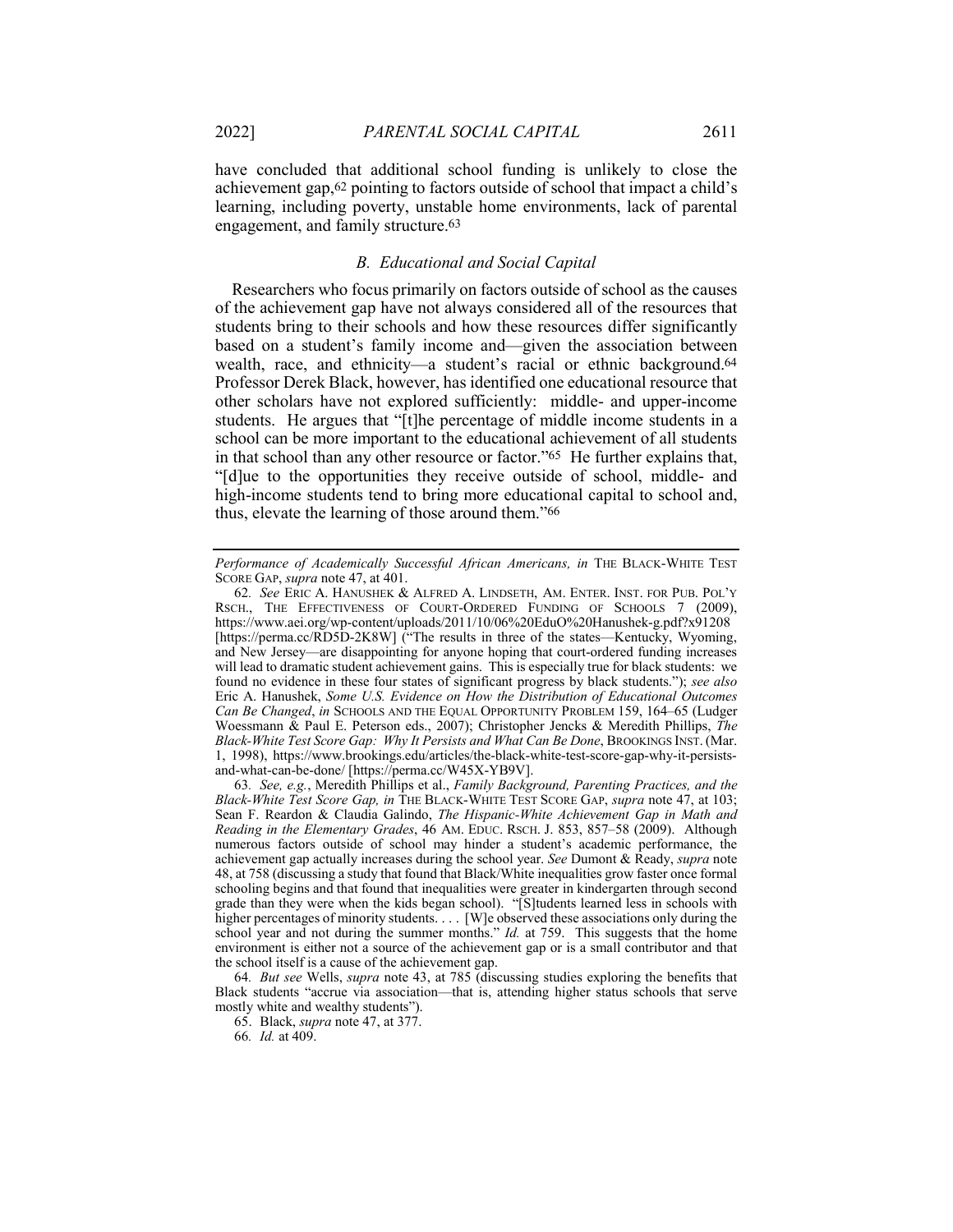have concluded that additional school funding is unlikely to close the achievement gap,[62] pointing to factors outside of school that impact a child's learning, including poverty, unstable home environments, lack of parental engagement, and family structure.[63]

### *B. Educational and Social Capital*

Researchers who focus primarily on factors outside of school as the causes of the achievement gap have not always considered all of the resources that students bring to their schools and how these resources differ significantly based on a student's family income and—given the association between wealth, race, and ethnicity—a student's racial or ethnic background.[64] Professor Derek Black, however, has identified one educational resource that other scholars have not explored sufficiently: middle- and upper-income students. He argues that "[t]he percentage of middle income students in a school can be more important to the educational achievement of all students in that school than any other resource or factor."[65] He further explains that, "[d]ue to the opportunities they receive outside of school, middle- and high-income students tend to bring more educational capital to school and, thus, elevate the learning of those around them."[66]

---

*Performance of Academically Successful African Americans*, *in* THE BLACK-WHITE TEST SCORE GAP, *supra* note 47, at 401.

62. *See* ERIC A. HANUSHEK & ALFRED A. LINDSETH, AM. ENTER. INST. FOR PUB. POL'Y RSCH., THE EFFECTIVENESS OF COURT-ORDERED FUNDING OF SCHOOLS 7 (2009), https://www.aei.org/wp-content/uploads/2011/10/06%20EduO%20Hanushek-g.pdf?x91208 [https://perma.cc/RD5D-2K8W] ("The results in three of the states—Kentucky, Wyoming, and New Jersey—are disappointing for anyone hoping that court-ordered funding increases will lead to dramatic student achievement gains. This is especially true for black students: we found no evidence in these four states of significant progress by black students."); *see also* Eric A. Hanushek, *Some U.S. Evidence on How the Distribution of Educational Outcomes Can Be Changed*, *in* SCHOOLS AND THE EQUAL OPPORTUNITY PROBLEM 159, 164–65 (Ludger Woessmann & Paul E. Peterson eds., 2007); Christopher Jencks & Meredith Phillips, *The Black-White Test Score Gap: Why It Persists and What Can Be Done*, BROOKINGS INST. (Mar. 1, 1998), https://www.brookings.edu/articles/the-black-white-test-score-gap-why-it-persists-and-what-can-be-done/ [https://perma.cc/W45X-YB9V].

63. *See, e.g.*, Meredith Phillips et al., *Family Background, Parenting Practices, and the Black-White Test Score Gap, in* THE BLACK-WHITE TEST SCORE GAP, *supra* note 47, at 103; Sean F. Reardon & Claudia Galindo, *The Hispanic-White Achievement Gap in Math and Reading in the Elementary Grades*, 46 AM. EDUC. RSCH. J. 853, 857–58 (2009). Although numerous factors outside of school may hinder a student's academic performance, the achievement gap actually increases during the school year. *See* Dumont & Ready, *supra* note 48, at 758 (discussing a study that found that Black/White inequalities grow faster once formal schooling begins and that found that inequalities were greater in kindergarten through second grade than they were when the kids began school). "[S]tudents learned less in schools with higher percentages of minority students. . . . [W]e observed these associations only during the school year and not during the summer months." *Id.* at 759. This suggests that the home environment is either not a source of the achievement gap or is a small contributor and that the school itself is a cause of the achievement gap.

64. *But see* Wells, *supra* note 43, at 785 (discussing studies exploring the benefits that Black students "accrue via association—that is, attending higher status schools that serve mostly white and wealthy students").

65. Black, *supra* note 47, at 377.

66. *Id.* at 409.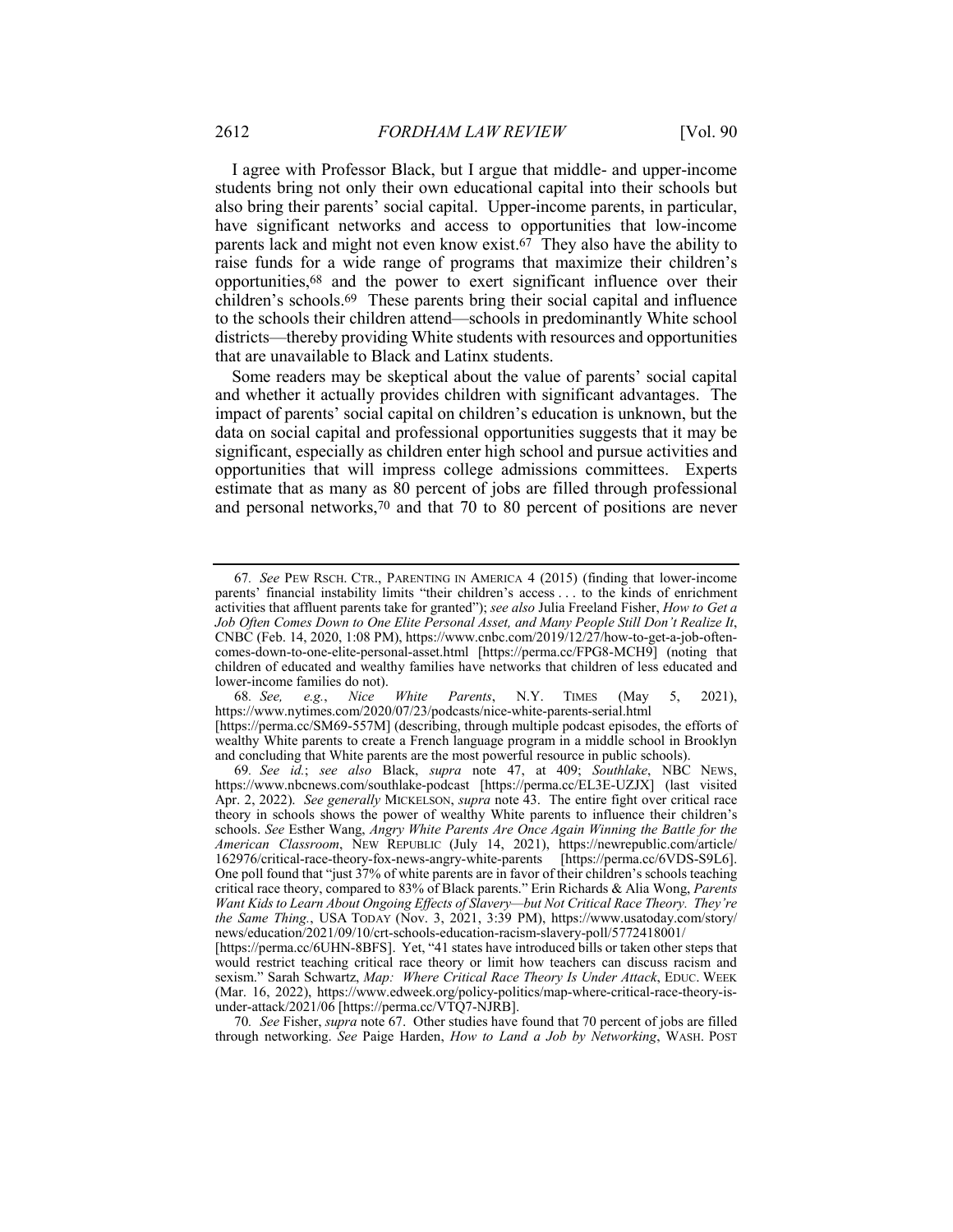I agree with Professor Black, but I argue that middle- and upper-income students bring not only their own educational capital into their schools but also bring their parents' social capital. Upper-income parents, in particular, have significant networks and access to opportunities that low-income parents lack and might not even know exist.[67] They also have the ability to raise funds for a wide range of programs that maximize their children's opportunities,[68] and the power to exert significant influence over their children's schools.[69] These parents bring their social capital and influence to the schools their children attend—schools in predominantly White school districts—thereby providing White students with resources and opportunities that are unavailable to Black and Latinx students.

Some readers may be skeptical about the value of parents' social capital and whether it actually provides children with significant advantages. The impact of parents' social capital on children's education is unknown, but the data on social capital and professional opportunities suggests that it may be significant, especially as children enter high school and pursue activities and opportunities that will impress college admissions committees. Experts estimate that as many as 80 percent of jobs are filled through professional and personal networks,[70] and that 70 to 80 percent of positions are never

---

67. *See* PEW RSCH. CTR., PARENTING IN AMERICA 4 (2015) (finding that lower-income parents' financial instability limits "their children's access . . . to the kinds of enrichment activities that affluent parents take for granted"); *see also* Julia Freeland Fisher, *How to Get a Job Often Comes Down to One Elite Personal Asset, and Many People Still Don't Realize It*, CNBC (Feb. 14, 2020, 1:08 PM), https://www.cnbc.com/2019/12/27/how-to-get-a-job-often-comes-down-to-one-elite-personal-asset.html [https://perma.cc/FPG8-MCH9] (noting that children of educated and wealthy families have networks that children of less educated and lower-income families do not).

68. *See, e.g.*, *Nice White Parents*, N.Y. TIMES (May 5, 2021), https://www.nytimes.com/2020/07/23/podcasts/nice-white-parents-serial.html [https://perma.cc/SM69-557M] (describing, through multiple podcast episodes, the efforts of wealthy White parents to create a French language program in a middle school in Brooklyn and concluding that White parents are the most powerful resource in public schools).

69. *See id.*; *see also* Black, *supra* note 47, at 409; *Southlake*, NBC NEWS, https://www.nbcnews.com/southlake-podcast [https://perma.cc/EL3E-UZJX] (last visited Apr. 2, 2022). *See generally* MICKELSON, *supra* note 43. The entire fight over critical race theory in schools shows the power of wealthy White parents to influence their children's schools. *See* Esther Wang, *Angry White Parents Are Once Again Winning the Battle for the American Classroom*, NEW REPUBLIC (July 14, 2021), https://newrepublic.com/article/162976/critical-race-theory-fox-news-angry-white-parents [https://perma.cc/6VDS-S9L6]. One poll found that "just 37% of white parents are in favor of their children's schools teaching critical race theory, compared to 83% of Black parents." Erin Richards & Alia Wong, *Parents Want Kids to Learn About Ongoing Effects of Slavery—but Not Critical Race Theory. They're the Same Thing.*, USA TODAY (Nov. 3, 2021, 3:39 PM), https://www.usatoday.com/story/news/education/2021/09/10/crt-schools-education-racism-slavery-poll/5772418001/ [https://perma.cc/6UHN-8BFS]. Yet, "41 states have introduced bills or taken other steps that would restrict teaching critical race theory or limit how teachers can discuss racism and sexism." Sarah Schwartz, *Map: Where Critical Race Theory Is Under Attack*, EDUC. WEEK (Mar. 16, 2022), https://www.edweek.org/policy-politics/map-where-critical-race-theory-is-under-attack/2021/06 [https://perma.cc/VTQ7-NJRB].

70. *See* Fisher, *supra* note 67. Other studies have found that 70 percent of jobs are filled through networking. *See* Paige Harden, *How to Land a Job by Networking*, WASH. POST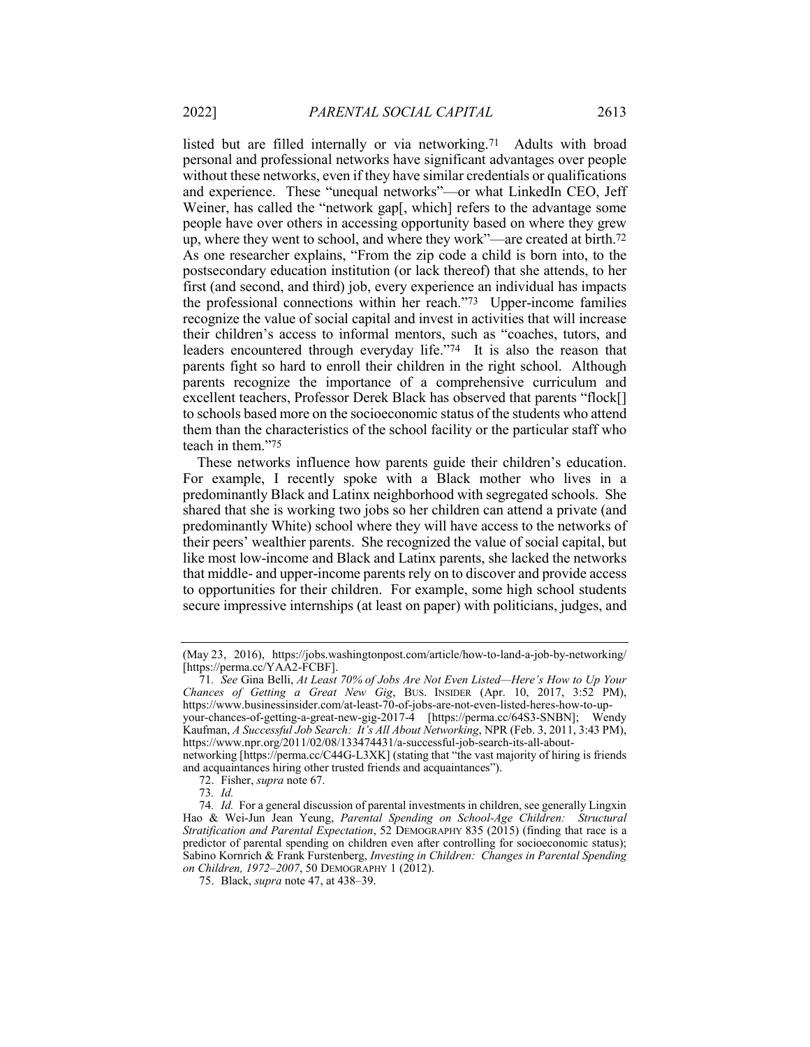listed but are filled internally or via networking.[71] Adults with broad personal and professional networks have significant advantages over people without these networks, even if they have similar credentials or qualifications and experience. These "unequal networks"—or what LinkedIn CEO, Jeff Weiner, has called the "network gap[, which] refers to the advantage some people have over others in accessing opportunity based on where they grew up, where they went to school, and where they work"—are created at birth.[72] As one researcher explains, "From the zip code a child is born into, to the postsecondary education institution (or lack thereof) that she attends, to her first (and second, and third) job, every experience an individual has impacts the professional connections within her reach."[73] Upper-income families recognize the value of social capital and invest in activities that will increase their children's access to informal mentors, such as "coaches, tutors, and leaders encountered through everyday life."[74] It is also the reason that parents fight so hard to enroll their children in the right school. Although parents recognize the importance of a comprehensive curriculum and excellent teachers, Professor Derek Black has observed that parents "flock[] to schools based more on the socioeconomic status of the students who attend them than the characteristics of the school facility or the particular staff who teach in them."[75]

These networks influence how parents guide their children's education. For example, I recently spoke with a Black mother who lives in a predominantly Black and Latinx neighborhood with segregated schools. She shared that she is working two jobs so her children can attend a private (and predominantly White) school where they will have access to the networks of their peers' wealthier parents. She recognized the value of social capital, but like most low-income and Black and Latinx parents, she lacked the networks that middle- and upper-income parents rely on to discover and provide access to opportunities for their children. For example, some high school students secure impressive internships (at least on paper) with politicians, judges, and

---

(May 23, 2016), https://jobs.washingtonpost.com/article/how-to-land-a-job-by-networking/ [https://perma.cc/YAA2-FCBF].

71. *See* Gina Belli, *At Least 70% of Jobs Are Not Even Listed—Here's How to Up Your Chances of Getting a Great New Gig*, BUS. INSIDER (Apr. 10, 2017, 3:52 PM), https://www.businessinsider.com/at-least-70-of-jobs-are-not-even-listed-heres-how-to-up-your-chances-of-getting-a-great-new-gig-2017-4 [https://perma.cc/64S3-SNBN]; Wendy Kaufman, *A Successful Job Search: It's All About Networking*, NPR (Feb. 3, 2011, 3:43 PM), https://www.npr.org/2011/02/08/133474431/a-successful-job-search-its-all-about-networking [https://perma.cc/C44G-L3XK] (stating that "the vast majority of hiring is friends and acquaintances hiring other trusted friends and acquaintances").

72. Fisher, *supra* note 67.

73. *Id.*

74. *Id.* For a general discussion of parental investments in children, see generally Lingxin Hao & Wei-Jun Jean Yeung, *Parental Spending on School-Age Children: Structural Stratification and Parental Expectation*, 52 DEMOGRAPHY 835 (2015) (finding that race is a predictor of parental spending on children even after controlling for socioeconomic status); Sabino Kornrich & Frank Furstenberg, *Investing in Children: Changes in Parental Spending on Children, 1972–2007*, 50 DEMOGRAPHY 1 (2012).

75. Black, *supra* note 47, at 438–39.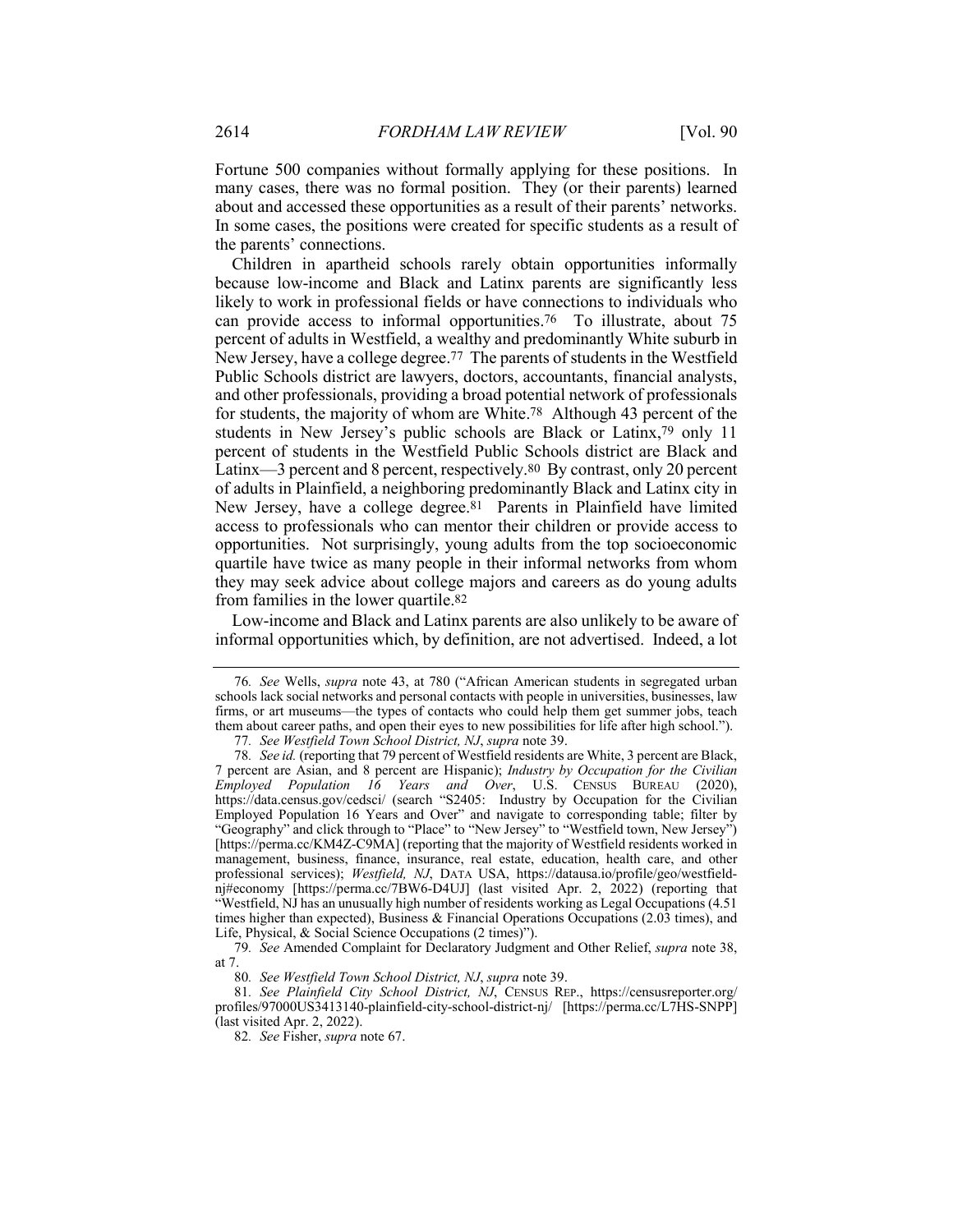Fortune 500 companies without formally applying for these positions. In many cases, there was no formal position. They (or their parents) learned about and accessed these opportunities as a result of their parents' networks. In some cases, the positions were created for specific students as a result of the parents' connections.

Children in apartheid schools rarely obtain opportunities informally because low-income and Black and Latinx parents are significantly less likely to work in professional fields or have connections to individuals who can provide access to informal opportunities.[76] To illustrate, about 75 percent of adults in Westfield, a wealthy and predominantly White suburb in New Jersey, have a college degree.[77] The parents of students in the Westfield Public Schools district are lawyers, doctors, accountants, financial analysts, and other professionals, providing a broad potential network of professionals for students, the majority of whom are White.[78] Although 43 percent of the students in New Jersey's public schools are Black or Latinx,[79] only 11 percent of students in the Westfield Public Schools district are Black and Latinx—3 percent and 8 percent, respectively.[80] By contrast, only 20 percent of adults in Plainfield, a neighboring predominantly Black and Latinx city in New Jersey, have a college degree.[81] Parents in Plainfield have limited access to professionals who can mentor their children or provide access to opportunities. Not surprisingly, young adults from the top socioeconomic quartile have twice as many people in their informal networks from whom they may seek advice about college majors and careers as do young adults from families in the lower quartile.[82]

Low-income and Black and Latinx parents are also unlikely to be aware of informal opportunities which, by definition, are not advertised. Indeed, a lot

---

76. *See* Wells, *supra* note 43, at 780 ("African American students in segregated urban schools lack social networks and personal contacts with people in universities, businesses, law firms, or art museums—the types of contacts who could help them get summer jobs, teach them about career paths, and open their eyes to new possibilities for life after high school.").

77. *See Westfield Town School District, NJ*, *supra* note 39.

78. *See id.* (reporting that 79 percent of Westfield residents are White, 3 percent are Black, 7 percent are Asian, and 8 percent are Hispanic); *Industry by Occupation for the Civilian Employed Population 16 Years and Over*, U.S. CENSUS BUREAU (2020), https://data.census.gov/cedsci/ (search "S2405: Industry by Occupation for the Civilian Employed Population 16 Years and Over" and navigate to corresponding table; filter by "Geography" and click through to "Place" to "New Jersey" to "Westfield town, New Jersey") [https://perma.cc/KM4Z-C9MA] (reporting that the majority of Westfield residents worked in management, business, finance, insurance, real estate, education, health care, and other professional services); *Westfield, NJ*, DATA USA, https://datausa.io/profile/geo/westfield-nj#economy [https://perma.cc/7BW6-D4UJ] (last visited Apr. 2, 2022) (reporting that "Westfield, NJ has an unusually high number of residents working as Legal Occupations (4.51 times higher than expected), Business & Financial Operations Occupations (2.03 times), and Life, Physical, & Social Science Occupations (2 times)").

79. *See* Amended Complaint for Declaratory Judgment and Other Relief, *supra* note 38, at 7.

80. *See Westfield Town School District, NJ*, *supra* note 39.

81. *See Plainfield City School District, NJ*, CENSUS REP., https://censusreporter.org/profiles/97000US3413140-plainfield-city-school-district-nj/ [https://perma.cc/L7HS-SNPP] (last visited Apr. 2, 2022).

82. *See* Fisher, *supra* note 67.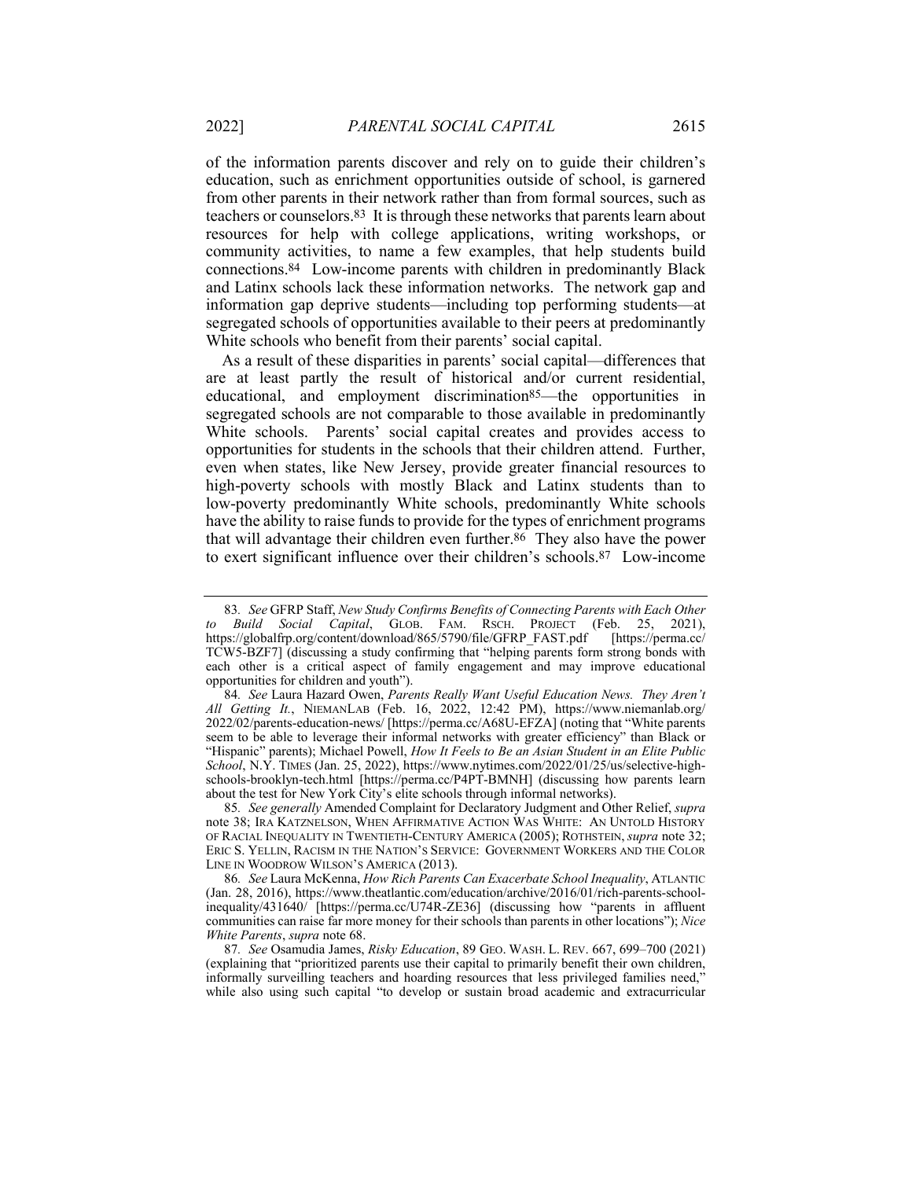of the information parents discover and rely on to guide their children's education, such as enrichment opportunities outside of school, is garnered from other parents in their network rather than from formal sources, such as teachers or counselors.[83] It is through these networks that parents learn about resources for help with college applications, writing workshops, or community activities, to name a few examples, that help students build connections.[84] Low-income parents with children in predominantly Black and Latinx schools lack these information networks. The network gap and information gap deprive students—including top performing students—at segregated schools of opportunities available to their peers at predominantly White schools who benefit from their parents' social capital.

As a result of these disparities in parents' social capital—differences that are at least partly the result of historical and/or current residential, educational, and employment discrimination[85]—the opportunities in segregated schools are not comparable to those available in predominantly White schools. Parents' social capital creates and provides access to opportunities for students in the schools that their children attend. Further, even when states, like New Jersey, provide greater financial resources to high-poverty schools with mostly Black and Latinx students than to low-poverty predominantly White schools, predominantly White schools have the ability to raise funds to provide for the types of enrichment programs that will advantage their children even further.[86] They also have the power to exert significant influence over their children's schools.[87] Low-income

---

83. *See* GFRP Staff, *New Study Confirms Benefits of Connecting Parents with Each Other to Build Social Capital*, GLOB. FAM. RSCH. PROJECT (Feb. 25, 2021), https://globalfrp.org/content/download/865/5790/file/GFRP_FAST.pdf [https://perma.cc/TCW5-BZF7] (discussing a study confirming that "helping parents form strong bonds with each other is a critical aspect of family engagement and may improve educational opportunities for children and youth").

84. *See* Laura Hazard Owen, *Parents Really Want Useful Education News. They Aren't All Getting It.*, NIEMANLAB (Feb. 16, 2022, 12:42 PM), https://www.niemanlab.org/2022/02/parents-education-news/ [https://perma.cc/A68U-EFZA] (noting that "White parents seem to be able to leverage their informal networks with greater efficiency" than Black or "Hispanic" parents); Michael Powell, *How It Feels to Be an Asian Student in an Elite Public School*, N.Y. TIMES (Jan. 25, 2022), https://www.nytimes.com/2022/01/25/us/selective-high-schools-brooklyn-tech.html [https://perma.cc/P4PT-BMNH] (discussing how parents learn about the test for New York City's elite schools through informal networks).

85. *See generally* Amended Complaint for Declaratory Judgment and Other Relief, *supra* note 38; IRA KATZNELSON, WHEN AFFIRMATIVE ACTION WAS WHITE: AN UNTOLD HISTORY OF RACIAL INEQUALITY IN TWENTIETH-CENTURY AMERICA (2005); ROTHSTEIN, *supra* note 32; ERIC S. YELLIN, RACISM IN THE NATION'S SERVICE: GOVERNMENT WORKERS AND THE COLOR LINE IN WOODROW WILSON'S AMERICA (2013).

86. *See* Laura McKenna, *How Rich Parents Can Exacerbate School Inequality*, ATLANTIC (Jan. 28, 2016), https://www.theatlantic.com/education/archive/2016/01/rich-parents-school-inequality/431640/ [https://perma.cc/U74R-ZE36] (discussing how "parents in affluent communities can raise far more money for their schools than parents in other locations"); *Nice White Parents*, *supra* note 68.

87. *See* Osamudia James, *Risky Education*, 89 GEO. WASH. L. REV. 667, 699–700 (2021) (explaining that "prioritized parents use their capital to primarily benefit their own children, informally surveilling teachers and hoarding resources that less privileged families need," while also using such capital "to develop or sustain broad academic and extracurricular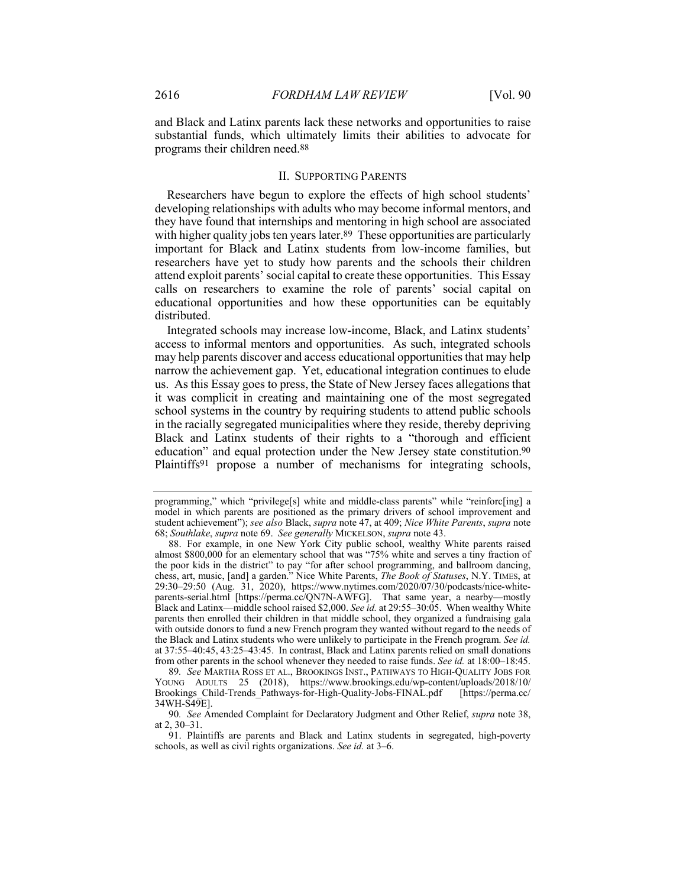and Black and Latinx parents lack these networks and opportunities to raise substantial funds, which ultimately limits their abilities to advocate for programs their children need.[88]

## II. SUPPORTING PARENTS

Researchers have begun to explore the effects of high school students' developing relationships with adults who may become informal mentors, and they have found that internships and mentoring in high school are associated with higher quality jobs ten years later.[89] These opportunities are particularly important for Black and Latinx students from low-income families, but researchers have yet to study how parents and the schools their children attend exploit parents' social capital to create these opportunities. This Essay calls on researchers to examine the role of parents' social capital on educational opportunities and how these opportunities can be equitably distributed.

Integrated schools may increase low-income, Black, and Latinx students' access to informal mentors and opportunities. As such, integrated schools may help parents discover and access educational opportunities that may help narrow the achievement gap. Yet, educational integration continues to elude us. As this Essay goes to press, the State of New Jersey faces allegations that it was complicit in creating and maintaining one of the most segregated school systems in the country by requiring students to attend public schools in the racially segregated municipalities where they reside, thereby depriving Black and Latinx students of their rights to a "thorough and efficient education" and equal protection under the New Jersey state constitution.[90] Plaintiffs[91] propose a number of mechanisms for integrating schools,

---

programming," which "privilege[s] white and middle-class parents" while "reinforc[ing] a model in which parents are positioned as the primary drivers of school improvement and student achievement"); *see also* Black, *supra* note 47, at 409; *Nice White Parents*, *supra* note 68; *Southlake*, *supra* note 69. *See generally* MICKELSON, *supra* note 43.

88. For example, in one New York City public school, wealthy White parents raised almost $800,000 for an elementary school that was "75% white and serves a tiny fraction of the poor kids in the district" to pay "for after school programming, and ballroom dancing, chess, art, music, [and] a garden." Nice White Parents, *The Book of Statuses*, N.Y. TIMES, at 29:30–29:50 (Aug. 31, 2020), https://www.nytimes.com/2020/07/30/podcasts/nice-white-parents-serial.html [https://perma.cc/QN7N-AWFG]. That same year, a nearby—mostly Black and Latinx—middle school raised $2,000. *See id.* at 29:55–30:05. When wealthy White parents then enrolled their children in that middle school, they organized a fundraising gala with outside donors to fund a new French program they wanted without regard to the needs of the Black and Latinx students who were unlikely to participate in the French program. *See id.* at 37:55–40:45, 43:25–43:45. In contrast, Black and Latinx parents relied on small donations from other parents in the school whenever they needed to raise funds. *See id.* at 18:00–18:45.

89. *See* MARTHA ROSS ET AL., BROOKINGS INST., PATHWAYS TO HIGH-QUALITY JOBS FOR YOUNG ADULTS 25 (2018), https://www.brookings.edu/wp-content/uploads/2018/10/Brookings_Child-Trends_Pathways-for-High-Quality-Jobs-FINAL.pdf [https://perma.cc/34WH-S49E].

90. *See* Amended Complaint for Declaratory Judgment and Other Relief, *supra* note 38, at 2, 30–31.

91. Plaintiffs are parents and Black and Latinx students in segregated, high-poverty schools, as well as civil rights organizations. *See id.* at 3–6.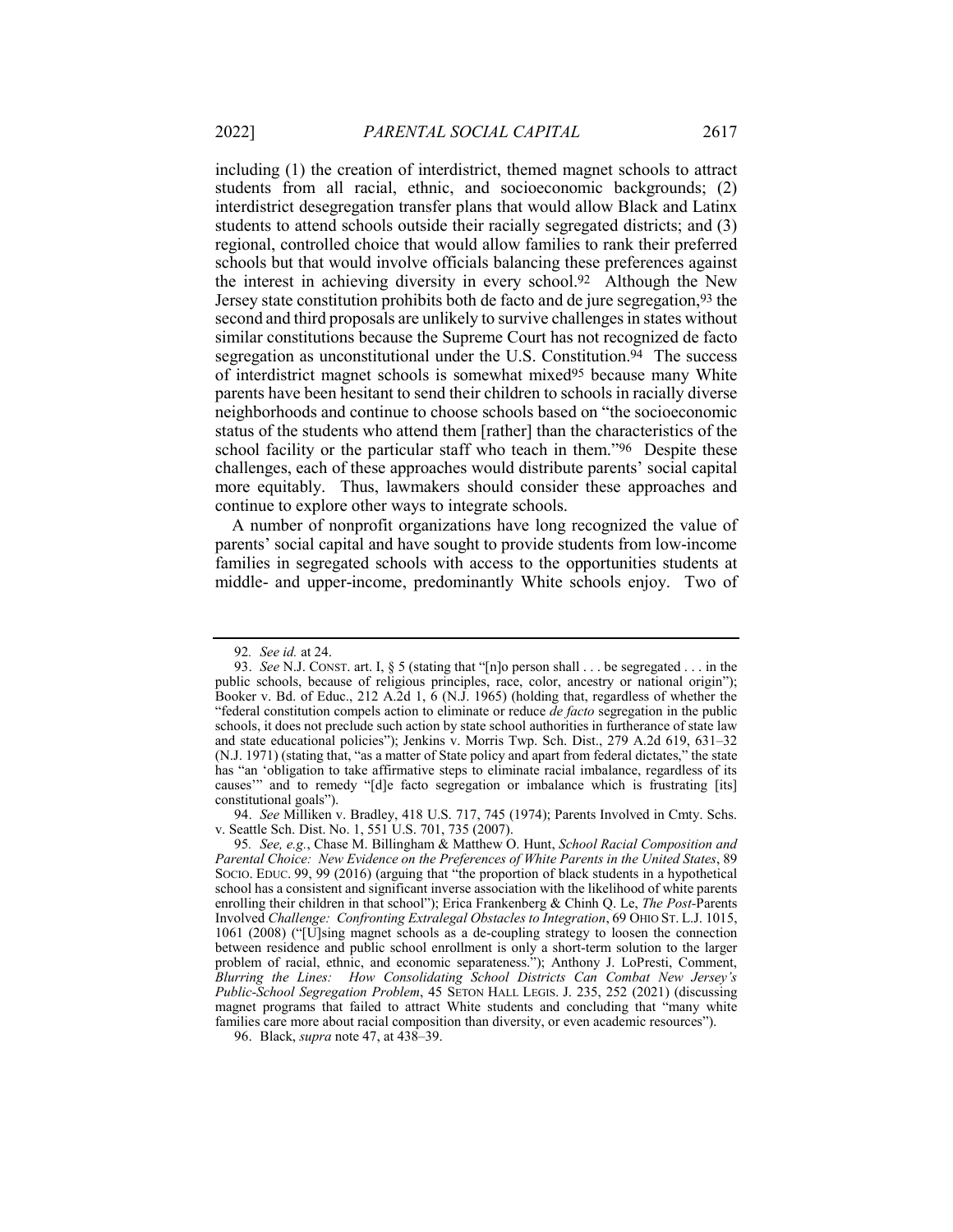including (1) the creation of interdistrict, themed magnet schools to attract students from all racial, ethnic, and socioeconomic backgrounds; (2) interdistrict desegregation transfer plans that would allow Black and Latinx students to attend schools outside their racially segregated districts; and (3) regional, controlled choice that would allow families to rank their preferred schools but that would involve officials balancing these preferences against the interest in achieving diversity in every school.[92] Although the New Jersey state constitution prohibits both de facto and de jure segregation,[93] the second and third proposals are unlikely to survive challenges in states without similar constitutions because the Supreme Court has not recognized de facto segregation as unconstitutional under the U.S. Constitution.[94] The success of interdistrict magnet schools is somewhat mixed[95] because many White parents have been hesitant to send their children to schools in racially diverse neighborhoods and continue to choose schools based on "the socioeconomic status of the students who attend them [rather] than the characteristics of the school facility or the particular staff who teach in them."[96] Despite these challenges, each of these approaches would distribute parents' social capital more equitably. Thus, lawmakers should consider these approaches and continue to explore other ways to integrate schools.

A number of nonprofit organizations have long recognized the value of parents' social capital and have sought to provide students from low-income families in segregated schools with access to the opportunities students at middle- and upper-income, predominantly White schools enjoy. Two of

---

92. *See id.* at 24.

93. *See* N.J. CONST. art. I, § 5 (stating that "[n]o person shall . . . be segregated . . . in the public schools, because of religious principles, race, color, ancestry or national origin"); Booker v. Bd. of Educ., 212 A.2d 1, 6 (N.J. 1965) (holding that, regardless of whether the "federal constitution compels action to eliminate or reduce *de facto* segregation in the public schools, it does not preclude such action by state school authorities in furtherance of state law and state educational policies"); Jenkins v. Morris Twp. Sch. Dist., 279 A.2d 619, 631–32 (N.J. 1971) (stating that, "as a matter of State policy and apart from federal dictates," the state has "an 'obligation to take affirmative steps to eliminate racial imbalance, regardless of its causes'" and to remedy "[d]e facto segregation or imbalance which is frustrating [its] constitutional goals").

94. *See* Milliken v. Bradley, 418 U.S. 717, 745 (1974); Parents Involved in Cmty. Schs. v. Seattle Sch. Dist. No. 1, 551 U.S. 701, 735 (2007).

95. *See, e.g.*, Chase M. Billingham & Matthew O. Hunt, *School Racial Composition and Parental Choice: New Evidence on the Preferences of White Parents in the United States*, 89 SOCIO. EDUC. 99, 99 (2016) (arguing that "the proportion of black students in a hypothetical school has a consistent and significant inverse association with the likelihood of white parents enrolling their children in that school"); Erica Frankenberg & Chinh Q. Le, *The Post-*Parents Involved *Challenge: Confronting Extralegal Obstacles to Integration*, 69 OHIO ST. L.J. 1015, 1061 (2008) ("[U]sing magnet schools as a de-coupling strategy to loosen the connection between residence and public school enrollment is only a short-term solution to the larger problem of racial, ethnic, and economic separateness."); Anthony J. LoPresti, Comment, *Blurring the Lines: How Consolidating School Districts Can Combat New Jersey's Public-School Segregation Problem*, 45 SETON HALL LEGIS. J. 235, 252 (2021) (discussing magnet programs that failed to attract White students and concluding that "many white families care more about racial composition than diversity, or even academic resources").

96. Black, *supra* note 47, at 438–39.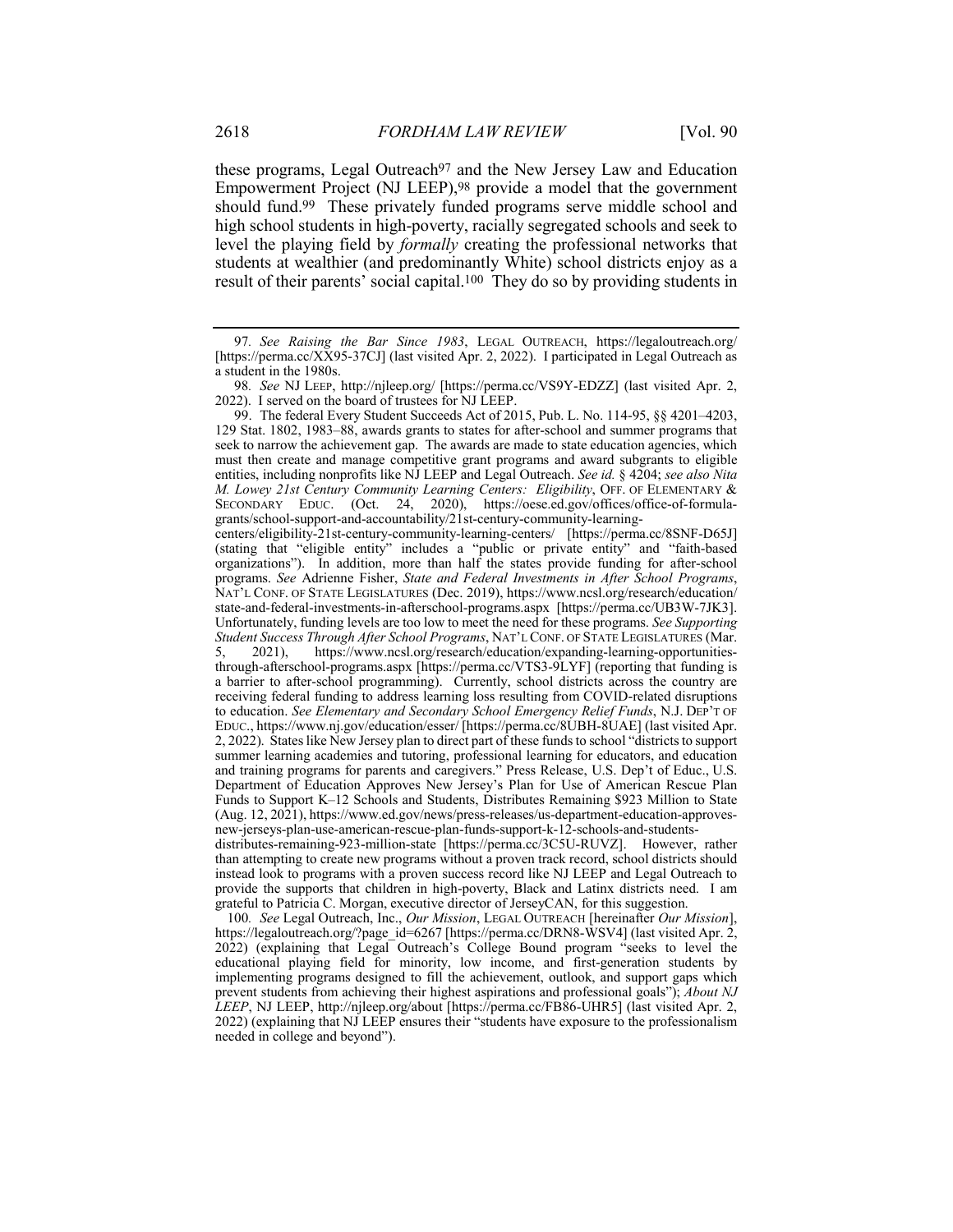these programs, Legal Outreach[97] and the New Jersey Law and Education Empowerment Project (NJ LEEP),[98] provide a model that the government should fund.[99] These privately funded programs serve middle school and high school students in high-poverty, racially segregated schools and seek to level the playing field by *formally* creating the professional networks that students at wealthier (and predominantly White) school districts enjoy as a result of their parents' social capital.[100] They do so by providing students in

---

97. *See Raising the Bar Since 1983*, LEGAL OUTREACH, https://legaloutreach.org/ [https://perma.cc/XX95-37CJ] (last visited Apr. 2, 2022). I participated in Legal Outreach as a student in the 1980s.

98. *See* NJ LEEP, http://njleep.org/ [https://perma.cc/VS9Y-EDZZ] (last visited Apr. 2, 2022). I served on the board of trustees for NJ LEEP.

99. The federal Every Student Succeeds Act of 2015, Pub. L. No. 114-95, §§ 4201–4203, 129 Stat. 1802, 1983–88, awards grants to states for after-school and summer programs that seek to narrow the achievement gap. The awards are made to state education agencies, which must then create and manage competitive grant programs and award subgrants to eligible entities, including nonprofits like NJ LEEP and Legal Outreach. *See id.* § 4204; *see also Nita M. Lowey 21st Century Community Learning Centers: Eligibility*, OFF. OF ELEMENTARY & SECONDARY EDUC. (Oct. 24, 2020), https://oese.ed.gov/offices/office-of-formula-grants/school-support-and-accountability/21st-century-community-learning-centers/eligibility-21st-century-community-learning-centers/ [https://perma.cc/8SNF-D65J] (stating that "eligible entity" includes a "public or private entity" and "faith-based organizations"). In addition, more than half the states provide funding for after-school programs. *See* Adrienne Fisher, *State and Federal Investments in After School Programs*, NAT'L CONF. OF STATE LEGISLATURES (Dec. 2019), https://www.ncsl.org/research/education/state-and-federal-investments-in-afterschool-programs.aspx [https://perma.cc/UB3W-7JK3]. Unfortunately, funding levels are too low to meet the need for these programs. *See Supporting Student Success Through After School Programs*, NAT'L CONF. OF STATE LEGISLATURES (Mar. 5, 2021), https://www.ncsl.org/research/education/expanding-learning-opportunities-through-afterschool-programs.aspx [https://perma.cc/VTS3-9LYF] (reporting that funding is a barrier to after-school programming). Currently, school districts across the country are receiving federal funding to address learning loss resulting from COVID-related disruptions to education. *See Elementary and Secondary School Emergency Relief Funds*, N.J. DEP'T OF EDUC., https://www.nj.gov/education/esser/ [https://perma.cc/8UBH-8UAE] (last visited Apr. 2, 2022). States like New Jersey plan to direct part of these funds to school "districts to support summer learning academies and tutoring, professional learning for educators, and education and training programs for parents and caregivers." Press Release, U.S. Dep't of Educ., U.S. Department of Education Approves New Jersey's Plan for Use of American Rescue Plan Funds to Support K–12 Schools and Students, Distributes Remaining $923 Million to State (Aug. 12, 2021), https://www.ed.gov/news/press-releases/us-department-education-approves-new-jerseys-plan-use-american-rescue-plan-funds-support-k-12-schools-and-students-distributes-remaining-923-million-state [https://perma.cc/3C5U-RUVZ]. However, rather than attempting to create new programs without a proven track record, school districts should instead look to programs with a proven success record like NJ LEEP and Legal Outreach to provide the supports that children in high-poverty, Black and Latinx districts need. I am grateful to Patricia C. Morgan, executive director of JerseyCAN, for this suggestion.

100. *See* Legal Outreach, Inc., *Our Mission*, LEGAL OUTREACH [hereinafter *Our Mission*], https://legaloutreach.org/?page_id=6267 [https://perma.cc/DRN8-WSV4] (last visited Apr. 2, 2022) (explaining that Legal Outreach's College Bound program "seeks to level the educational playing field for minority, low income, and first-generation students by implementing programs designed to fill the achievement, outlook, and support gaps which prevent students from achieving their highest aspirations and professional goals"); *About NJ LEEP*, NJ LEEP, http://njleep.org/about [https://perma.cc/FB86-UHR5] (last visited Apr. 2, 2022) (explaining that NJ LEEP ensures their "students have exposure to the professionalism needed in college and beyond").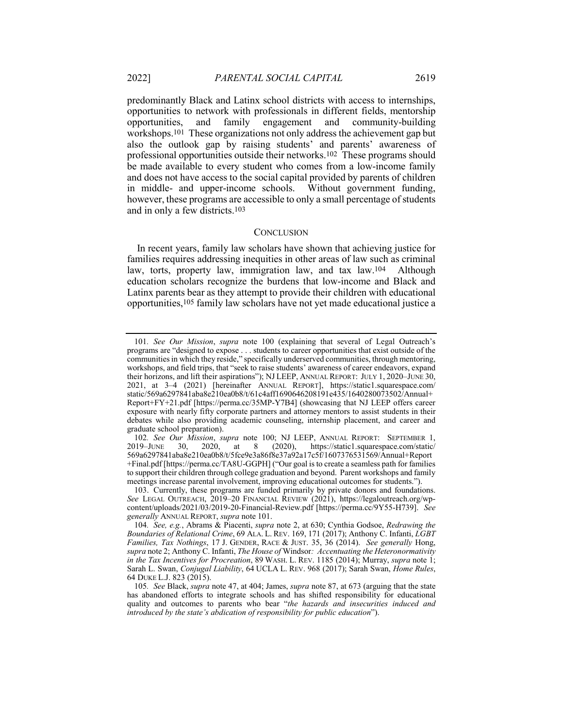predominantly Black and Latinx school districts with access to internships, opportunities to network with professionals in different fields, mentorship opportunities, and family engagement and community-building workshops.[101] These organizations not only address the achievement gap but also the outlook gap by raising students' and parents' awareness of professional opportunities outside their networks.[102] These programs should be made available to every student who comes from a low-income family and does not have access to the social capital provided by parents of children in middle- and upper-income schools. Without government funding, however, these programs are accessible to only a small percentage of students and in only a few districts.[103]

## CONCLUSION

In recent years, family law scholars have shown that achieving justice for families requires addressing inequities in other areas of law such as criminal law, torts, property law, immigration law, and tax law.[104] Although education scholars recognize the burdens that low-income and Black and Latinx parents bear as they attempt to provide their children with educational opportunities,[105] family law scholars have not yet made educational justice a

---

101. *See Our Mission*, *supra* note 100 (explaining that several of Legal Outreach's programs are "designed to expose . . . students to career opportunities that exist outside of the communities in which they reside," specifically underserved communities, through mentoring, workshops, and field trips, that "seek to raise students' awareness of career endeavors, expand their horizons, and lift their aspirations"); NJ LEEP, ANNUAL REPORT: JULY 1, 2020–JUNE 30, 2021, at 3–4 (2021) [hereinafter ANNUAL REPORT], https://static1.squarespace.com/static/569a6297841aba8e210ea0b8/t/61c4aff1690646208191e435/1640280073502/Annual+Report+FY+21.pdf [https://perma.cc/35MP-Y7B4] (showcasing that NJ LEEP offers career exposure with nearly fifty corporate partners and attorney mentors to assist students in their debates while also providing academic counseling, internship placement, and career and graduate school preparation).

102. *See Our Mission*, *supra* note 100; NJ LEEP, ANNUAL REPORT: SEPTEMBER 1, 2019–JUNE 30, 2020, at 8 (2020), https://static1.squarespace.com/static/569a6297841aba8e210ea0b8/t/5fce9e3a86f8e37a92a17c5f/1607376531569/Annual+Report+Final.pdf [https://perma.cc/TA8U-GGPH] ("Our goal is to create a seamless path for families to support their children through college graduation and beyond. Parent workshops and family meetings increase parental involvement, improving educational outcomes for students.").

103. Currently, these programs are funded primarily by private donors and foundations. *See* LEGAL OUTREACH, 2019–20 FINANCIAL REVIEW (2021), https://legaloutreach.org/wp-content/uploads/2021/03/2019-20-Financial-Review.pdf [https://perma.cc/9Y55-H739]. *See generally* ANNUAL REPORT, *supra* note 101.

104. *See, e.g.*, Abrams & Piacenti, *supra* note 2, at 630; Cynthia Godsoe, *Redrawing the Boundaries of Relational Crime*, 69 ALA. L. REV. 169, 171 (2017); Anthony C. Infanti, *LGBT Families, Tax Nothings*, 17 J. GENDER, RACE & JUST. 35, 36 (2014). *See generally* Hong, *supra* note 2; Anthony C. Infanti, *The House of* Windsor*: Accentuating the Heteronormativity in the Tax Incentives for Procreation*, 89 WASH. L. REV. 1185 (2014); Murray, *supra* note 1; Sarah L. Swan, *Conjugal Liability*, 64 UCLA L. REV. 968 (2017); Sarah Swan, *Home Rules*, 64 DUKE L.J. 823 (2015).

105. *See* Black, *supra* note 47, at 404; James, *supra* note 87, at 673 (arguing that the state has abandoned efforts to integrate schools and has shifted responsibility for educational quality and outcomes to parents who bear "*the hazards and insecurities induced and introduced by the state's abdication of responsibility for public education*").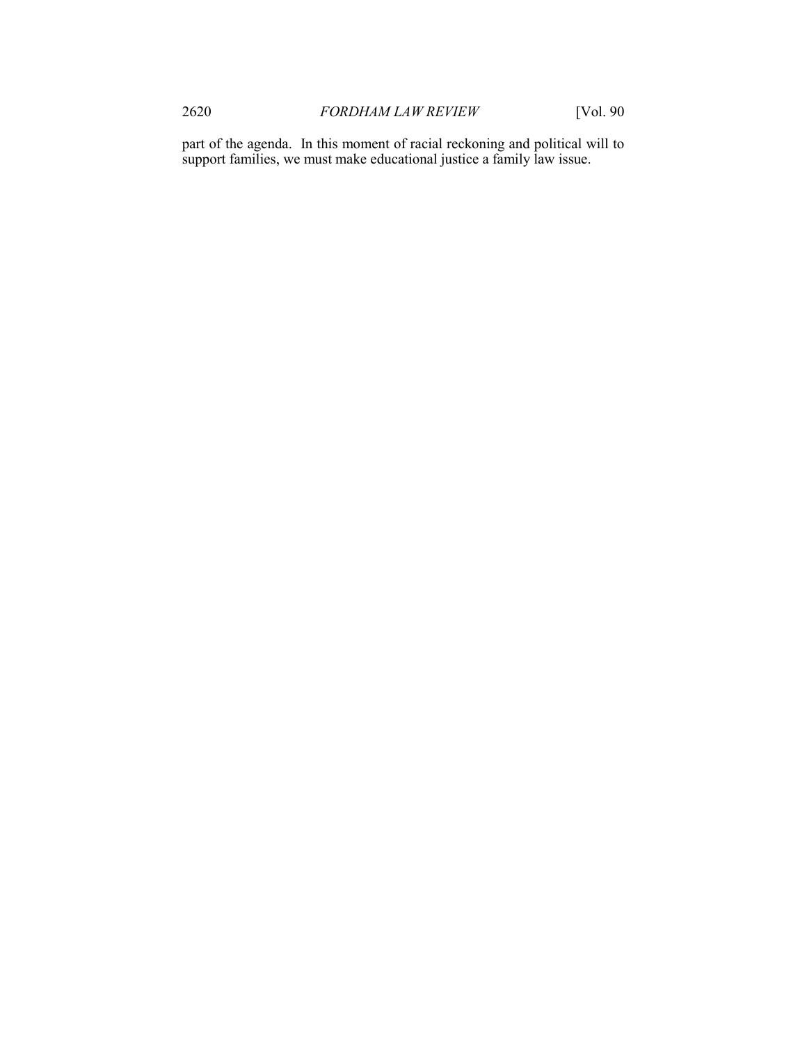part of the agenda. In this moment of racial reckoning and political will to support families, we must make educational justice a family law issue.